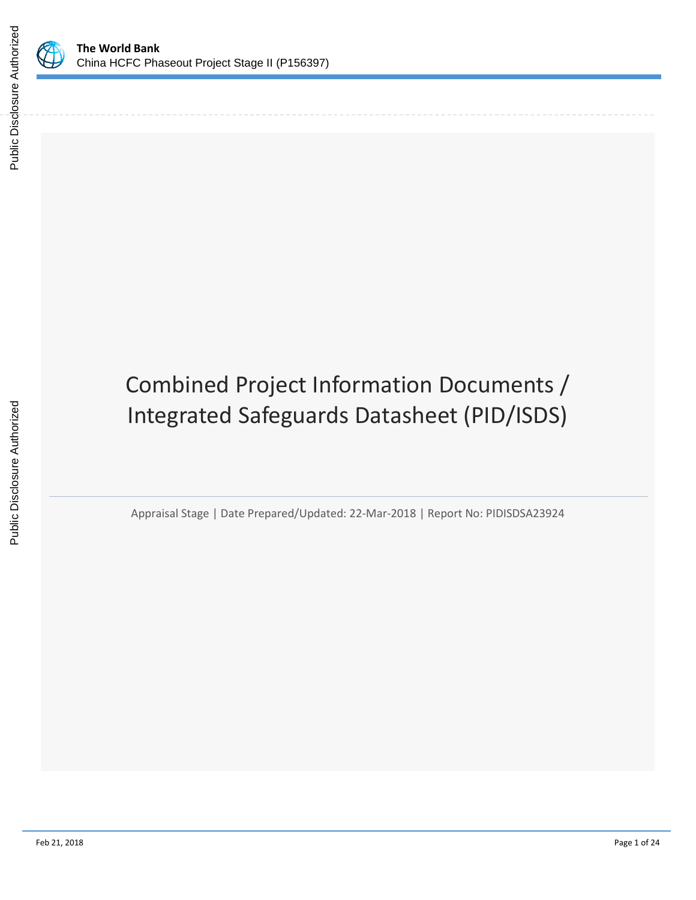# Combined Project Information Documents / Integrated Safeguards Datasheet (PID/ISDS)

Appraisal Stage | Date Prepared/Updated: 22-Mar-2018 | Report No: PIDISDSA23924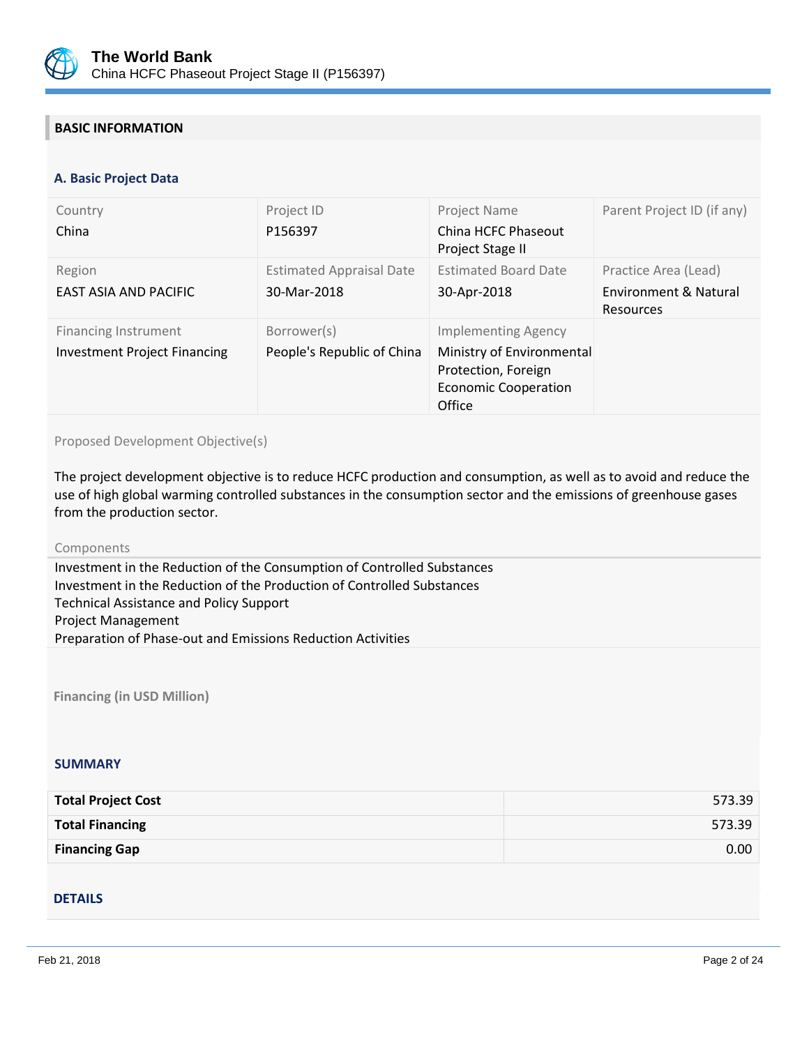## BASIC INFORMATION

### A. Basic Project Data

| Country | Project ID | Project Name | Parent Project ID (if any) |
|---|---|---|---|
| China | P156397 | China HCFC Phaseout Project Stage II | |
| **Region** | **Estimated Appraisal Date** | **Estimated Board Date** | **Practice Area (Lead)** |
| EAST ASIA AND PACIFIC | 30-Mar-2018 | 30-Apr-2018 | Environment & Natural Resources |
| **Financing Instrument** | **Borrower(s)** | **Implementing Agency** | |
| Investment Project Financing | People's Republic of China | Ministry of Environmental Protection, Foreign Economic Cooperation Office | |

Proposed Development Objective(s)

The project development objective is to reduce HCFC production and consumption, as well as to avoid and reduce the use of high global warming controlled substances in the consumption sector and the emissions of greenhouse gases from the production sector.

Components

Investment in the Reduction of the Consumption of Controlled Substances
Investment in the Reduction of the Production of Controlled Substances
Technical Assistance and Policy Support
Project Management
Preparation of Phase-out and Emissions Reduction Activities

**Financing (in USD Million)**

### SUMMARY

| | |
|---|---:|
| **Total Project Cost** | 573.39 |
| **Total Financing** | 573.39 |
| **Financing Gap** | 0.00 |

### DETAILS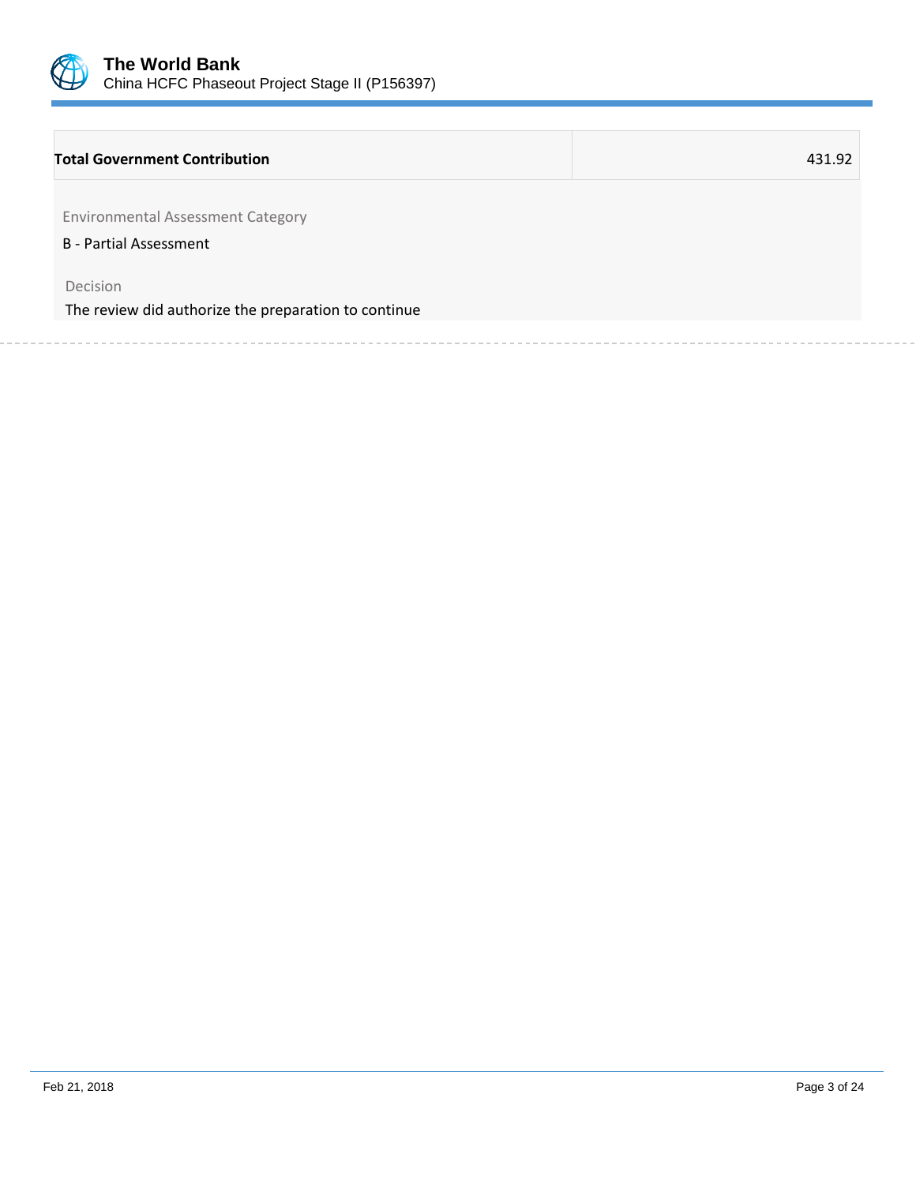| **Total Government Contribution** | 431.92 |
|---|---|

Environmental Assessment Category

B - Partial Assessment

Decision

The review did authorize the preparation to continue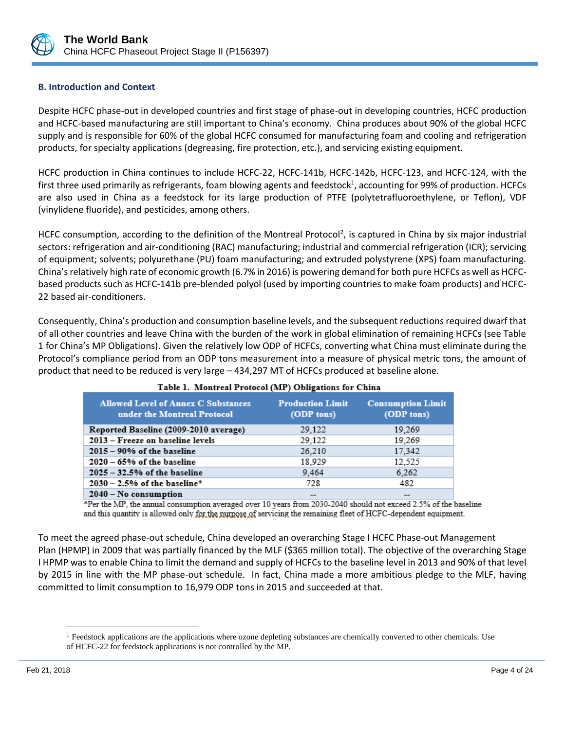### B. Introduction and Context

Despite HCFC phase-out in developed countries and first stage of phase-out in developing countries, HCFC production and HCFC-based manufacturing are still important to China's economy. China produces about 90% of the global HCFC supply and is responsible for 60% of the global HCFC consumed for manufacturing foam and cooling and refrigeration products, for specialty applications (degreasing, fire protection, etc.), and servicing existing equipment.

HCFC production in China continues to include HCFC-22, HCFC-141b, HCFC-142b, HCFC-123, and HCFC-124, with the first three used primarily as refrigerants, foam blowing agents and feedstock[1], accounting for 99% of production. HCFCs are also used in China as a feedstock for its large production of PTFE (polytetrafluoroethylene, or Teflon), VDF (vinylidene fluoride), and pesticides, among others.

HCFC consumption, according to the definition of the Montreal Protocol[2], is captured in China by six major industrial sectors: refrigeration and air-conditioning (RAC) manufacturing; industrial and commercial refrigeration (ICR); servicing of equipment; solvents; polyurethane (PU) foam manufacturing; and extruded polystyrene (XPS) foam manufacturing. China's relatively high rate of economic growth (6.7% in 2016) is powering demand for both pure HCFCs as well as HCFC-based products such as HCFC-141b pre-blended polyol (used by importing countries to make foam products) and HCFC-22 based air-conditioners.

Consequently, China's production and consumption baseline levels, and the subsequent reductions required dwarf that of all other countries and leave China with the burden of the work in global elimination of remaining HCFCs (see Table 1 for China's MP Obligations). Given the relatively low ODP of HCFCs, converting what China must eliminate during the Protocol's compliance period from an ODP tons measurement into a measure of physical metric tons, the amount of product that need to be reduced is very large – 434,297 MT of HCFCs produced at baseline alone.

**Table 1. Montreal Protocol (MP) Obligations for China**

| Allowed Level of Annex C Substances under the Montreal Protocol | Production Limit (ODP tons) | Consumption Limit (ODP tons) |
|---|---|---|
| Reported Baseline (2009-2010 average) | 29,122 | 19,269 |
| 2013 – Freeze on baseline levels | 29,122 | 19,269 |
| 2015 – 90% of the baseline | 26,210 | 17,342 |
| 2020 – 65% of the baseline | 18,929 | 12,525 |
| 2025 – 32.5% of the baseline | 9,464 | 6,262 |
| 2030 – 2.5% of the baseline* | 728 | 482 |
| 2040 – No consumption | -- | -- |

*Per the MP, the annual consumption averaged over 10 years from 2030-2040 should not exceed 2.5% of the baseline and this quantity is allowed only for the purpose of servicing the remaining fleet of HCFC-dependent equipment.

To meet the agreed phase-out schedule, China developed an overarching Stage I HCFC Phase-out Management Plan (HPMP) in 2009 that was partially financed by the MLF ($365 million total). The objective of the overarching Stage I HPMP was to enable China to limit the demand and supply of HCFCs to the baseline level in 2013 and 90% of that level by 2015 in line with the MP phase-out schedule. In fact, China made a more ambitious pledge to the MLF, having committed to limit consumption to 16,979 ODP tons in 2015 and succeeded at that.

---

[1] Feedstock applications are the applications where ozone depleting substances are chemically converted to other chemicals. Use of HCFC-22 for feedstock applications is not controlled by the MP.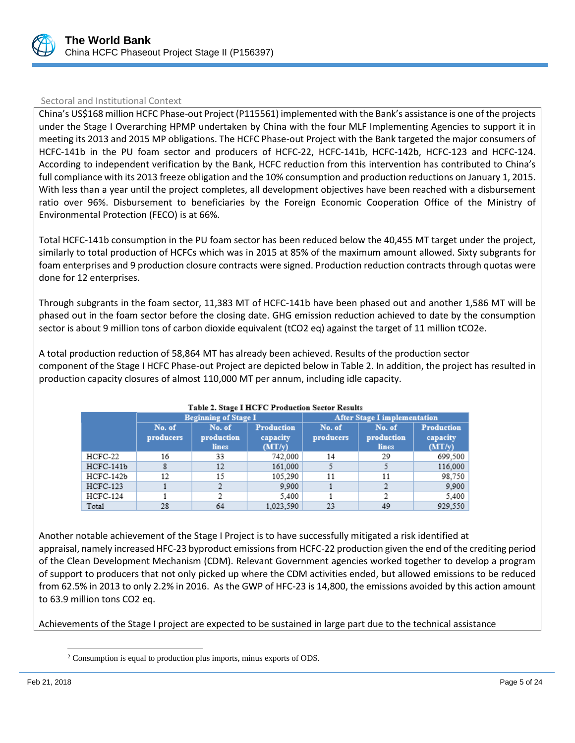Sectoral and Institutional Context

China's US$168 million HCFC Phase-out Project (P115561) implemented with the Bank's assistance is one of the projects under the Stage I Overarching HPMP undertaken by China with the four MLF Implementing Agencies to support it in meeting its 2013 and 2015 MP obligations. The HCFC Phase-out Project with the Bank targeted the major consumers of HCFC-141b in the PU foam sector and producers of HCFC-22, HCFC-141b, HCFC-142b, HCFC-123 and HCFC-124. According to independent verification by the Bank, HCFC reduction from this intervention has contributed to China's full compliance with its 2013 freeze obligation and the 10% consumption and production reductions on January 1, 2015. With less than a year until the project completes, all development objectives have been reached with a disbursement ratio over 96%. Disbursement to beneficiaries by the Foreign Economic Cooperation Office of the Ministry of Environmental Protection (FECO) is at 66%.

Total HCFC-141b consumption in the PU foam sector has been reduced below the 40,455 MT target under the project, similarly to total production of HCFCs which was in 2015 at 85% of the maximum amount allowed. Sixty subgrants for foam enterprises and 9 production closure contracts were signed. Production reduction contracts through quotas were done for 12 enterprises.

Through subgrants in the foam sector, 11,383 MT of HCFC-141b have been phased out and another 1,586 MT will be phased out in the foam sector before the closing date. GHG emission reduction achieved to date by the consumption sector is about 9 million tons of carbon dioxide equivalent ($tCO_2$ eq) against the target of 11 million $tCO_2e$.

A total production reduction of 58,864 MT has already been achieved. Results of the production sector component of the Stage I HCFC Phase-out Project are depicted below in Table 2. In addition, the project has resulted in production capacity closures of almost 110,000 MT per annum, including idle capacity.

**Table 2. Stage I HCFC Production Sector Results**

| | Beginning of Stage I | | | After Stage I implementation | | |
|---|---|---|---|---|---|---|
| | No. of producers | No. of production lines | Production capacity (MT/y) | No. of producers | No. of production lines | Production capacity (MT/y) |
| HCFC-22 | 16 | 33 | 742,000 | 14 | 29 | 699,500 |
| HCFC-141b | 8 | 12 | 161,000 | 5 | 5 | 116,000 |
| HCFC-142b | 12 | 15 | 105,290 | 11 | 11 | 98,750 |
| HCFC-123 | 1 | 2 | 9,900 | 1 | 2 | 9,900 |
| HCFC-124 | 1 | 2 | 5,400 | 1 | 2 | 5,400 |
| Total | 28 | 64 | 1,023,590 | 23 | 49 | 929,550 |

Another notable achievement of the Stage I Project is to have successfully mitigated a risk identified at appraisal, namely increased HFC-23 byproduct emissions from HCFC-22 production given the end of the crediting period of the Clean Development Mechanism (CDM). Relevant Government agencies worked together to develop a program of support to producers that not only picked up where the CDM activities ended, but allowed emissions to be reduced from 62.5% in 2013 to only 2.2% in 2016. As the GWP of HFC-23 is 14,800, the emissions avoided by this action amount to 63.9 million tons $CO_2$ eq.

Achievements of the Stage I project are expected to be sustained in large part due to the technical assistance

[2] Consumption is equal to production plus imports, minus exports of ODS.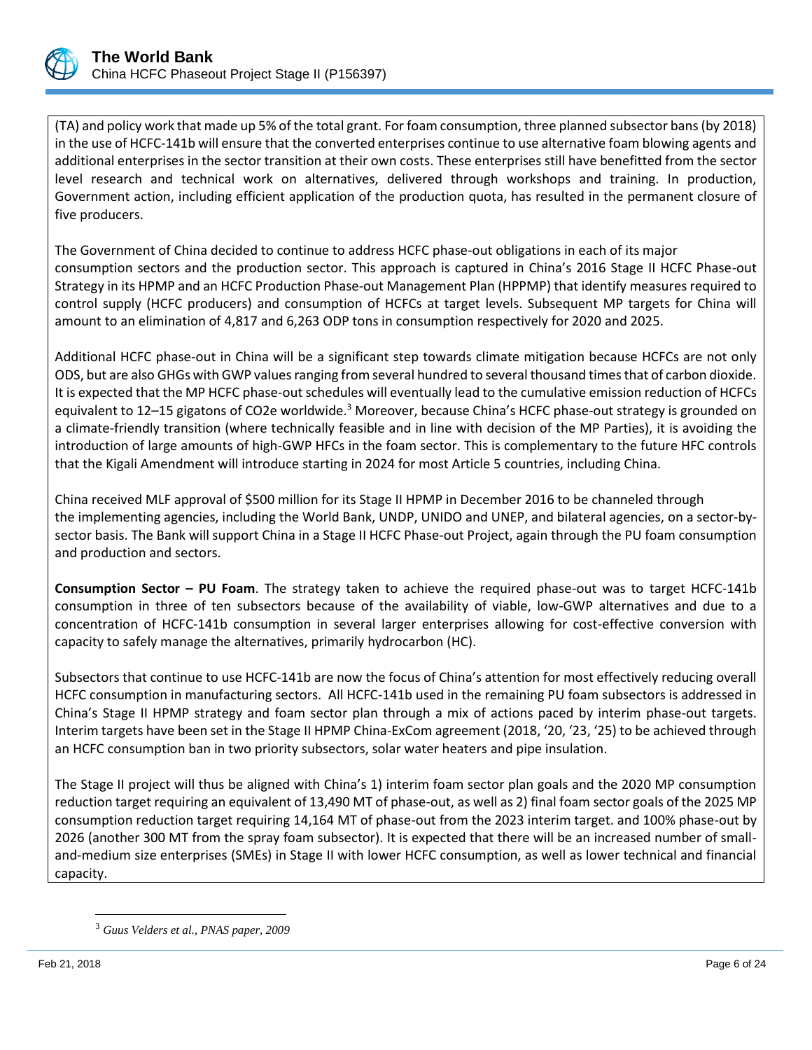(TA) and policy work that made up 5% of the total grant. For foam consumption, three planned subsector bans (by 2018) in the use of HCFC-141b will ensure that the converted enterprises continue to use alternative foam blowing agents and additional enterprises in the sector transition at their own costs. These enterprises still have benefitted from the sector level research and technical work on alternatives, delivered through workshops and training. In production, Government action, including efficient application of the production quota, has resulted in the permanent closure of five producers.

The Government of China decided to continue to address HCFC phase-out obligations in each of its major consumption sectors and the production sector. This approach is captured in China's 2016 Stage II HCFC Phase-out Strategy in its HPMP and an HCFC Production Phase-out Management Plan (HPPMP) that identify measures required to control supply (HCFC producers) and consumption of HCFCs at target levels. Subsequent MP targets for China will amount to an elimination of 4,817 and 6,263 ODP tons in consumption respectively for 2020 and 2025.

Additional HCFC phase-out in China will be a significant step towards climate mitigation because HCFCs are not only ODS, but are also GHGs with GWP values ranging from several hundred to several thousand times that of carbon dioxide. It is expected that the MP HCFC phase-out schedules will eventually lead to the cumulative emission reduction of HCFCs equivalent to 12–15 gigatons of $CO_2e$ worldwide.[3] Moreover, because China's HCFC phase-out strategy is grounded on a climate-friendly transition (where technically feasible and in line with decision of the MP Parties), it is avoiding the introduction of large amounts of high-GWP HFCs in the foam sector. This is complementary to the future HFC controls that the Kigali Amendment will introduce starting in 2024 for most Article 5 countries, including China.

China received MLF approval of $500 million for its Stage II HPMP in December 2016 to be channeled through the implementing agencies, including the World Bank, UNDP, UNIDO and UNEP, and bilateral agencies, on a sector-by-sector basis. The Bank will support China in a Stage II HCFC Phase-out Project, again through the PU foam consumption and production and sectors.

**Consumption Sector – PU Foam**. The strategy taken to achieve the required phase-out was to target HCFC-141b consumption in three of ten subsectors because of the availability of viable, low-GWP alternatives and due to a concentration of HCFC-141b consumption in several larger enterprises allowing for cost-effective conversion with capacity to safely manage the alternatives, primarily hydrocarbon (HC).

Subsectors that continue to use HCFC-141b are now the focus of China's attention for most effectively reducing overall HCFC consumption in manufacturing sectors. All HCFC-141b used in the remaining PU foam subsectors is addressed in China's Stage II HPMP strategy and foam sector plan through a mix of actions paced by interim phase-out targets. Interim targets have been set in the Stage II HPMP China-ExCom agreement (2018, '20, '23, '25) to be achieved through an HCFC consumption ban in two priority subsectors, solar water heaters and pipe insulation.

The Stage II project will thus be aligned with China's 1) interim foam sector plan goals and the 2020 MP consumption reduction target requiring an equivalent of 13,490 MT of phase-out, as well as 2) final foam sector goals of the 2025 MP consumption reduction target requiring 14,164 MT of phase-out from the 2023 interim target. and 100% phase-out by 2026 (another 300 MT from the spray foam subsector). It is expected that there will be an increased number of small-and-medium size enterprises (SMEs) in Stage II with lower HCFC consumption, as well as lower technical and financial capacity.

---

[3] *Guus Velders et al., PNAS paper, 2009*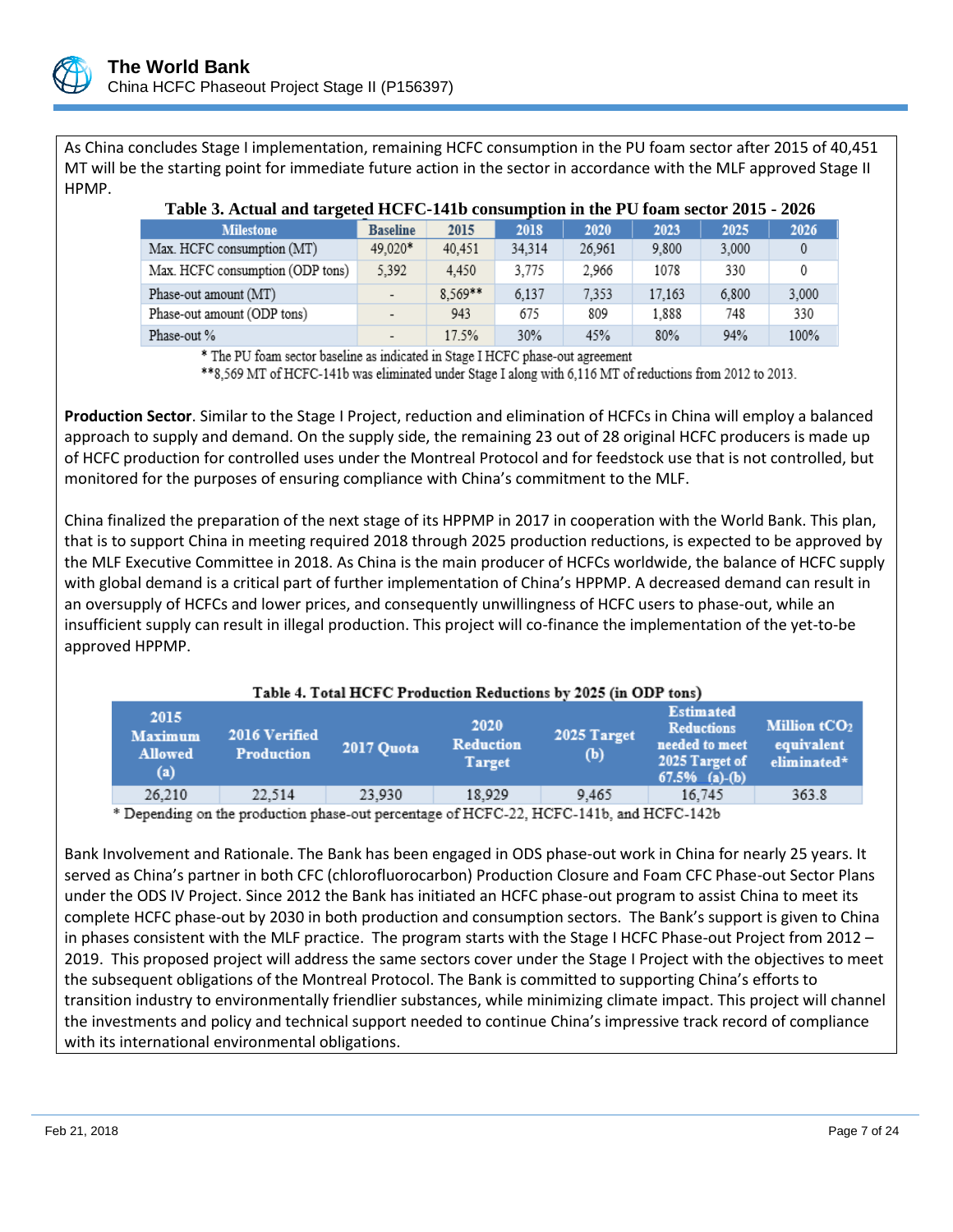As China concludes Stage I implementation, remaining HCFC consumption in the PU foam sector after 2015 of 40,451 MT will be the starting point for immediate future action in the sector in accordance with the MLF approved Stage II HPMP.

**Table 3. Actual and targeted HCFC-141b consumption in the PU foam sector 2015 - 2026**

| Milestone | Baseline | 2015 | 2018 | 2020 | 2023 | 2025 | 2026 |
|---|---|---|---|---|---|---|---|
| Max. HCFC consumption (MT) | 49,020* | 40,451 | 34,314 | 26,961 | 9,800 | 3,000 | 0 |
| Max. HCFC consumption (ODP tons) | 5,392 | 4,450 | 3,775 | 2,966 | 1078 | 330 | 0 |
| Phase-out amount (MT) | - | 8,569** | 6,137 | 7,353 | 17,163 | 6,800 | 3,000 |
| Phase-out amount (ODP tons) | - | 943 | 675 | 809 | 1,888 | 748 | 330 |
| Phase-out % | - | 17.5% | 30% | 45% | 80% | 94% | 100% |

\* The PU foam sector baseline as indicated in Stage I HCFC phase-out agreement

\*\*8,569 MT of HCFC-141b was eliminated under Stage I along with 6,116 MT of reductions from 2012 to 2013.

**Production Sector**. Similar to the Stage I Project, reduction and elimination of HCFCs in China will employ a balanced approach to supply and demand. On the supply side, the remaining 23 out of 28 original HCFC producers is made up of HCFC production for controlled uses under the Montreal Protocol and for feedstock use that is not controlled, but monitored for the purposes of ensuring compliance with China's commitment to the MLF.

China finalized the preparation of the next stage of its HPPMP in 2017 in cooperation with the World Bank. This plan, that is to support China in meeting required 2018 through 2025 production reductions, is expected to be approved by the MLF Executive Committee in 2018. As China is the main producer of HCFCs worldwide, the balance of HCFC supply with global demand is a critical part of further implementation of China's HPPMP. A decreased demand can result in an oversupply of HCFCs and lower prices, and consequently unwillingness of HCFC users to phase-out, while an insufficient supply can result in illegal production. This project will co-finance the implementation of the yet-to-be approved HPPMP.

**Table 4. Total HCFC Production Reductions by 2025 (in ODP tons)**

| 2015 Maximum Allowed (a) | 2016 Verified Production | 2017 Quota | 2020 Reduction Target | 2025 Target (b) | Estimated Reductions needed to meet 2025 Target of 67.5% (a)-(b) | Million $tCO_2$ equivalent eliminated* |
|---|---|---|---|---|---|---|
| 26,210 | 22,514 | 23,930 | 18,929 | 9,465 | 16,745 | 363.8 |

\* Depending on the production phase-out percentage of HCFC-22, HCFC-141b, and HCFC-142b

Bank Involvement and Rationale. The Bank has been engaged in ODS phase-out work in China for nearly 25 years. It served as China's partner in both CFC (chlorofluorocarbon) Production Closure and Foam CFC Phase-out Sector Plans under the ODS IV Project. Since 2012 the Bank has initiated an HCFC phase-out program to assist China to meet its complete HCFC phase-out by 2030 in both production and consumption sectors. The Bank's support is given to China in phases consistent with the MLF practice. The program starts with the Stage I HCFC Phase-out Project from 2012 – 2019. This proposed project will address the same sectors cover under the Stage I Project with the objectives to meet the subsequent obligations of the Montreal Protocol. The Bank is committed to supporting China's efforts to transition industry to environmentally friendlier substances, while minimizing climate impact. This project will channel the investments and policy and technical support needed to continue China's impressive track record of compliance with its international environmental obligations.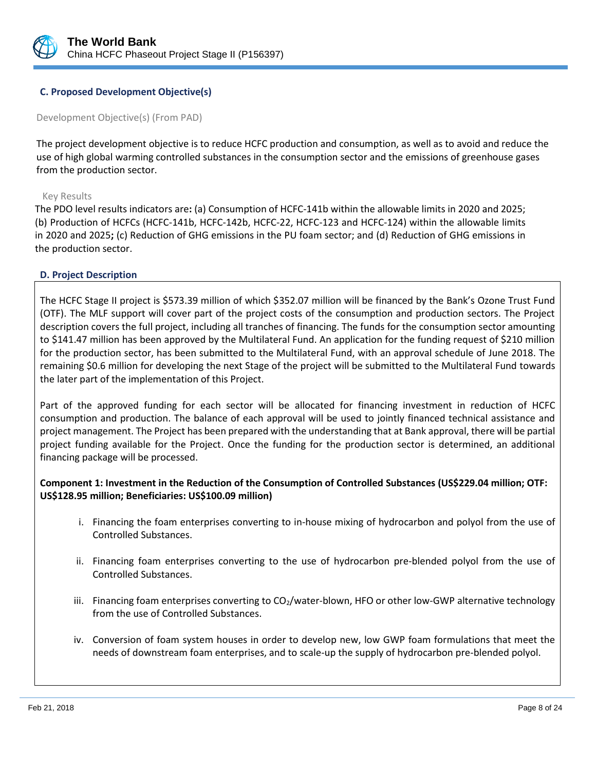### C. Proposed Development Objective(s)

Development Objective(s) (From PAD)

The project development objective is to reduce HCFC production and consumption, as well as to avoid and reduce the use of high global warming controlled substances in the consumption sector and the emissions of greenhouse gases from the production sector.

Key Results

The PDO level results indicators are**:** (a) Consumption of HCFC-141b within the allowable limits in 2020 and 2025; (b) Production of HCFCs (HCFC-141b, HCFC-142b, HCFC-22, HCFC-123 and HCFC-124) within the allowable limits in 2020 and 2025**;** (c) Reduction of GHG emissions in the PU foam sector; and (d) Reduction of GHG emissions in the production sector.

### D. Project Description

The HCFC Stage II project is $573.39 million of which $352.07 million will be financed by the Bank's Ozone Trust Fund (OTF). The MLF support will cover part of the project costs of the consumption and production sectors. The Project description covers the full project, including all tranches of financing. The funds for the consumption sector amounting to $141.47 million has been approved by the Multilateral Fund. An application for the funding request of $210 million for the production sector, has been submitted to the Multilateral Fund, with an approval schedule of June 2018. The remaining $0.6 million for developing the next Stage of the project will be submitted to the Multilateral Fund towards the later part of the implementation of this Project.

Part of the approved funding for each sector will be allocated for financing investment in reduction of HCFC consumption and production. The balance of each approval will be used to jointly financed technical assistance and project management. The Project has been prepared with the understanding that at Bank approval, there will be partial project funding available for the Project. Once the funding for the production sector is determined, an additional financing package will be processed.

**Component 1: Investment in the Reduction of the Consumption of Controlled Substances (US$229.04 million; OTF: US$128.95 million; Beneficiaries: US$100.09 million)**

i. Financing the foam enterprises converting to in-house mixing of hydrocarbon and polyol from the use of Controlled Substances.

ii. Financing foam enterprises converting to the use of hydrocarbon pre-blended polyol from the use of Controlled Substances.

iii. Financing foam enterprises converting to $CO_2$/water-blown, HFO or other low-GWP alternative technology from the use of Controlled Substances.

iv. Conversion of foam system houses in order to develop new, low GWP foam formulations that meet the needs of downstream foam enterprises, and to scale-up the supply of hydrocarbon pre-blended polyol.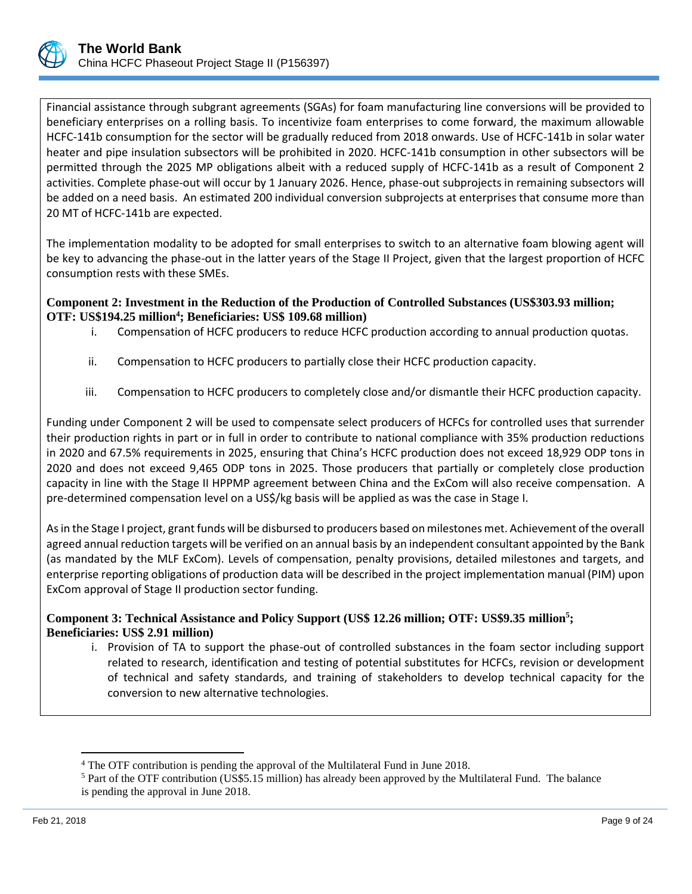Financial assistance through subgrant agreements (SGAs) for foam manufacturing line conversions will be provided to beneficiary enterprises on a rolling basis. To incentivize foam enterprises to come forward, the maximum allowable HCFC-141b consumption for the sector will be gradually reduced from 2018 onwards. Use of HCFC-141b in solar water heater and pipe insulation subsectors will be prohibited in 2020. HCFC-141b consumption in other subsectors will be permitted through the 2025 MP obligations albeit with a reduced supply of HCFC-141b as a result of Component 2 activities. Complete phase-out will occur by 1 January 2026. Hence, phase-out subprojects in remaining subsectors will be added on a need basis. An estimated 200 individual conversion subprojects at enterprises that consume more than 20 MT of HCFC-141b are expected.

The implementation modality to be adopted for small enterprises to switch to an alternative foam blowing agent will be key to advancing the phase-out in the latter years of the Stage II Project, given that the largest proportion of HCFC consumption rests with these SMEs.

**Component 2: Investment in the Reduction of the Production of Controlled Substances (US$303.93 million; OTF: US$194.25 million[4]; Beneficiaries: US$ 109.68 million)**

i. Compensation of HCFC producers to reduce HCFC production according to annual production quotas.

ii. Compensation to HCFC producers to partially close their HCFC production capacity.

iii. Compensation to HCFC producers to completely close and/or dismantle their HCFC production capacity.

Funding under Component 2 will be used to compensate select producers of HCFCs for controlled uses that surrender their production rights in part or in full in order to contribute to national compliance with 35% production reductions in 2020 and 67.5% requirements in 2025, ensuring that China's HCFC production does not exceed 18,929 ODP tons in 2020 and does not exceed 9,465 ODP tons in 2025. Those producers that partially or completely close production capacity in line with the Stage II HPPMP agreement between China and the ExCom will also receive compensation. A pre-determined compensation level on a US$/kg basis will be applied as was the case in Stage I.

As in the Stage I project, grant funds will be disbursed to producers based on milestones met. Achievement of the overall agreed annual reduction targets will be verified on an annual basis by an independent consultant appointed by the Bank (as mandated by the MLF ExCom). Levels of compensation, penalty provisions, detailed milestones and targets, and enterprise reporting obligations of production data will be described in the project implementation manual (PIM) upon ExCom approval of Stage II production sector funding.

**Component 3: Technical Assistance and Policy Support (US$ 12.26 million; OTF: US$9.35 million[5]; Beneficiaries: US$ 2.91 million)**

i. Provision of TA to support the phase-out of controlled substances in the foam sector including support related to research, identification and testing of potential substitutes for HCFCs, revision or development of technical and safety standards, and training of stakeholders to develop technical capacity for the conversion to new alternative technologies.

---

[4] The OTF contribution is pending the approval of the Multilateral Fund in June 2018.

[5] Part of the OTF contribution (US$5.15 million) has already been approved by the Multilateral Fund. The balance is pending the approval in June 2018.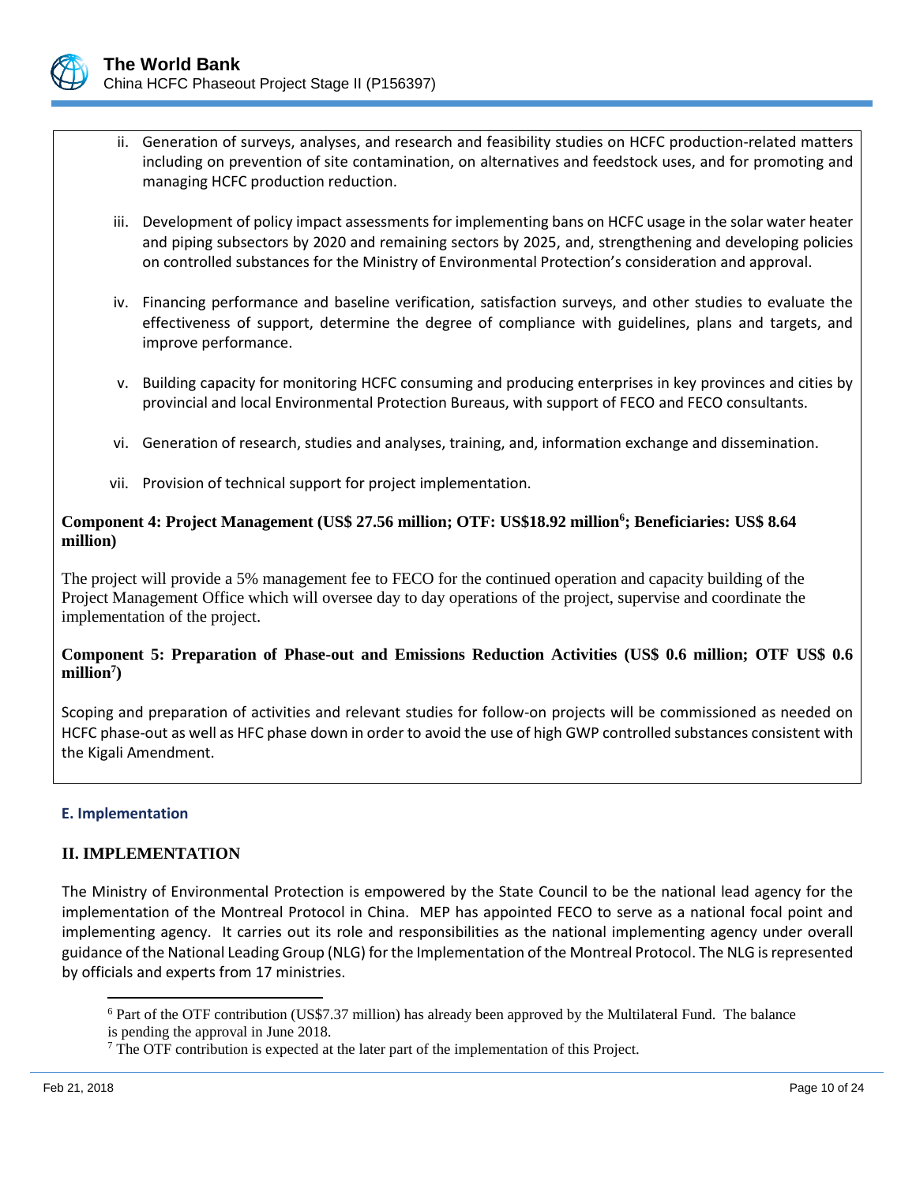ii. Generation of surveys, analyses, and research and feasibility studies on HCFC production-related matters including on prevention of site contamination, on alternatives and feedstock uses, and for promoting and managing HCFC production reduction.

iii. Development of policy impact assessments for implementing bans on HCFC usage in the solar water heater and piping subsectors by 2020 and remaining sectors by 2025, and, strengthening and developing policies on controlled substances for the Ministry of Environmental Protection's consideration and approval.

iv. Financing performance and baseline verification, satisfaction surveys, and other studies to evaluate the effectiveness of support, determine the degree of compliance with guidelines, plans and targets, and improve performance.

v. Building capacity for monitoring HCFC consuming and producing enterprises in key provinces and cities by provincial and local Environmental Protection Bureaus, with support of FECO and FECO consultants.

vi. Generation of research, studies and analyses, training, and, information exchange and dissemination.

vii. Provision of technical support for project implementation.

**Component 4: Project Management (US$ 27.56 million; OTF: US$18.92 million[6]; Beneficiaries: US$ 8.64 million)**

The project will provide a 5% management fee to FECO for the continued operation and capacity building of the Project Management Office which will oversee day to day operations of the project, supervise and coordinate the implementation of the project.

**Component 5: Preparation of Phase-out and Emissions Reduction Activities (US$ 0.6 million; OTF US$ 0.6 million[7])**

Scoping and preparation of activities and relevant studies for follow-on projects will be commissioned as needed on HCFC phase-out as well as HFC phase down in order to avoid the use of high GWP controlled substances consistent with the Kigali Amendment.

### E. Implementation

## II. IMPLEMENTATION

The Ministry of Environmental Protection is empowered by the State Council to be the national lead agency for the implementation of the Montreal Protocol in China. MEP has appointed FECO to serve as a national focal point and implementing agency. It carries out its role and responsibilities as the national implementing agency under overall guidance of the National Leading Group (NLG) for the Implementation of the Montreal Protocol. The NLG is represented by officials and experts from 17 ministries.

[6] Part of the OTF contribution (US$7.37 million) has already been approved by the Multilateral Fund. The balance is pending the approval in June 2018.

[7] The OTF contribution is expected at the later part of the implementation of this Project.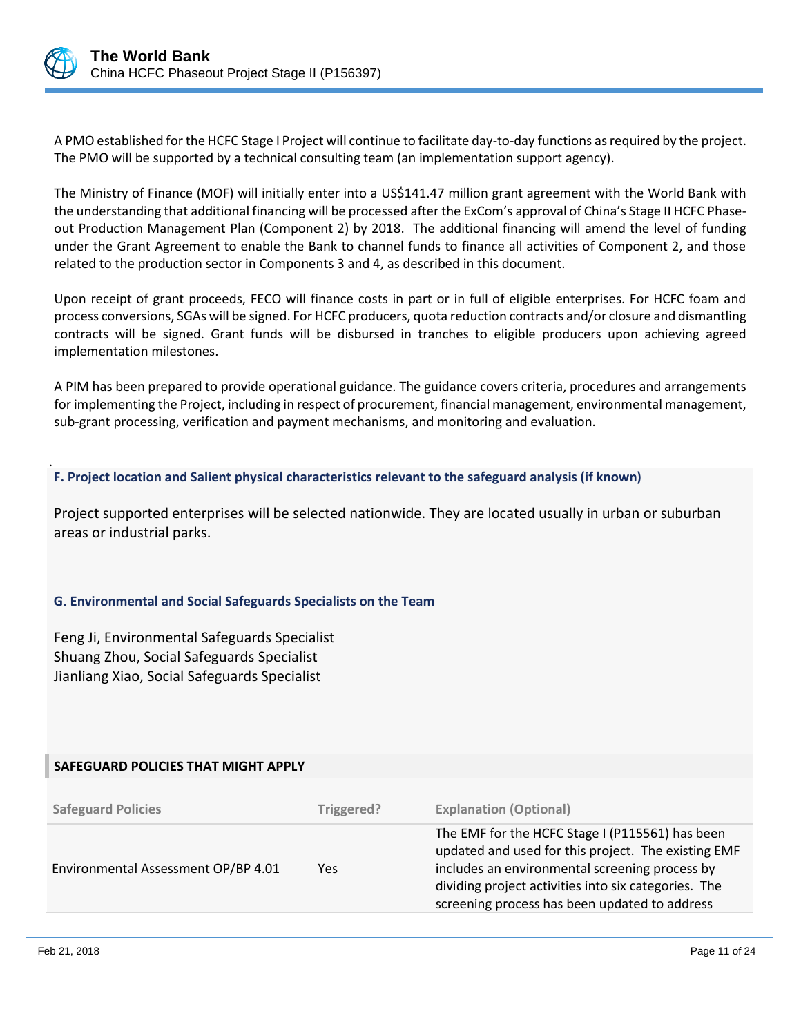A PMO established for the HCFC Stage I Project will continue to facilitate day-to-day functions as required by the project. The PMO will be supported by a technical consulting team (an implementation support agency).

The Ministry of Finance (MOF) will initially enter into a US$141.47 million grant agreement with the World Bank with the understanding that additional financing will be processed after the ExCom's approval of China's Stage II HCFC Phase-out Production Management Plan (Component 2) by 2018. The additional financing will amend the level of funding under the Grant Agreement to enable the Bank to channel funds to finance all activities of Component 2, and those related to the production sector in Components 3 and 4, as described in this document.

Upon receipt of grant proceeds, FECO will finance costs in part or in full of eligible enterprises. For HCFC foam and process conversions, SGAs will be signed. For HCFC producers, quota reduction contracts and/or closure and dismantling contracts will be signed. Grant funds will be disbursed in tranches to eligible producers upon achieving agreed implementation milestones.

A PIM has been prepared to provide operational guidance. The guidance covers criteria, procedures and arrangements for implementing the Project, including in respect of procurement, financial management, environmental management, sub-grant processing, verification and payment mechanisms, and monitoring and evaluation.

### F. Project location and Salient physical characteristics relevant to the safeguard analysis (if known)

Project supported enterprises will be selected nationwide. They are located usually in urban or suburban areas or industrial parks.

### G. Environmental and Social Safeguards Specialists on the Team

Feng Ji, Environmental Safeguards Specialist
Shuang Zhou, Social Safeguards Specialist
Jianliang Xiao, Social Safeguards Specialist

## SAFEGUARD POLICIES THAT MIGHT APPLY

| Safeguard Policies | Triggered? | Explanation (Optional) |
|---|---|---|
| Environmental Assessment OP/BP 4.01 | Yes | The EMF for the HCFC Stage I (P115561) has been updated and used for this project. The existing EMF includes an environmental screening process by dividing project activities into six categories. The screening process has been updated to address |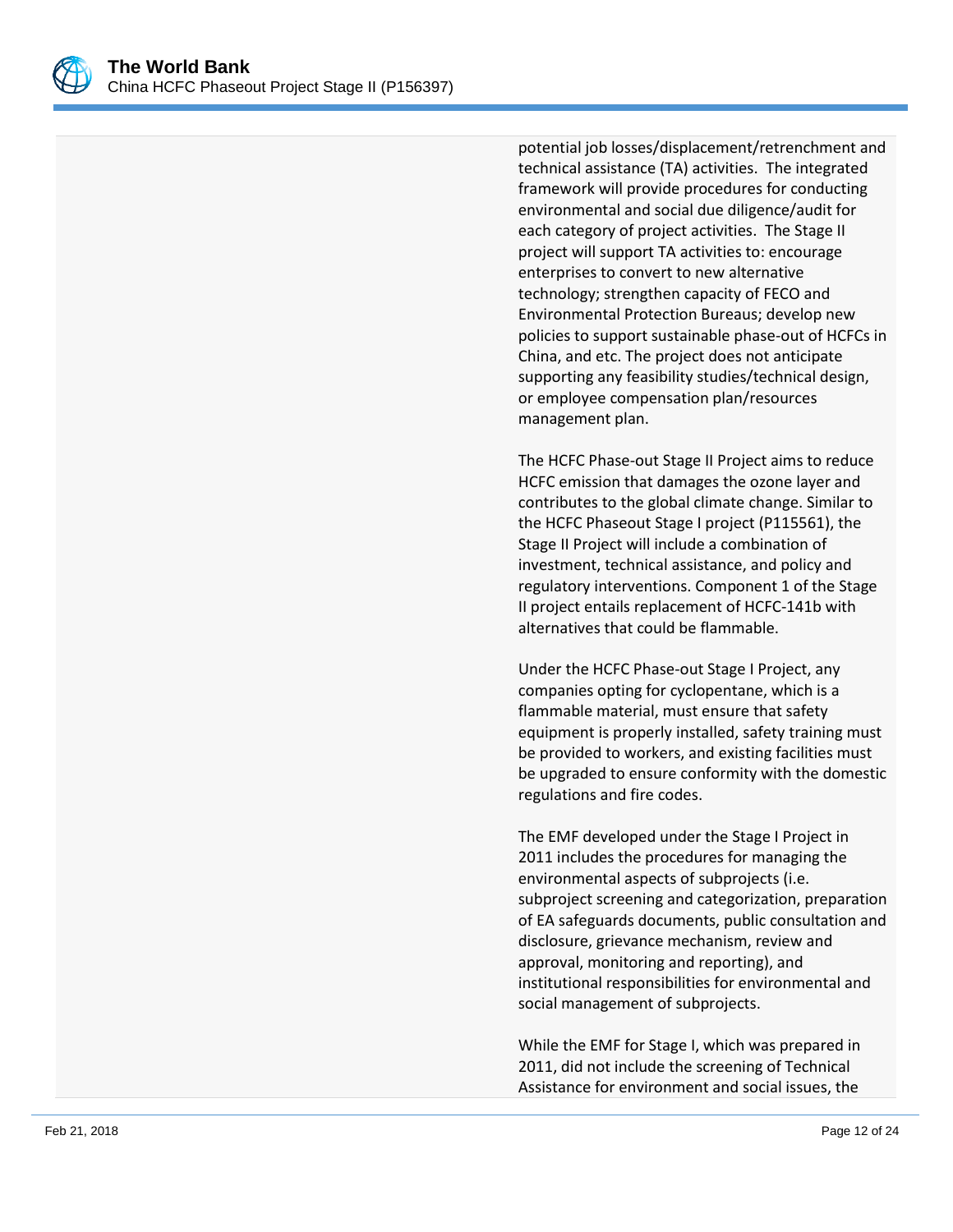potential job losses/displacement/retrenchment and technical assistance (TA) activities. The integrated framework will provide procedures for conducting environmental and social due diligence/audit for each category of project activities. The Stage II project will support TA activities to: encourage enterprises to convert to new alternative technology; strengthen capacity of FECO and Environmental Protection Bureaus; develop new policies to support sustainable phase-out of HCFCs in China, and etc. The project does not anticipate supporting any feasibility studies/technical design, or employee compensation plan/resources management plan.

The HCFC Phase-out Stage II Project aims to reduce HCFC emission that damages the ozone layer and contributes to the global climate change. Similar to the HCFC Phaseout Stage I project (P115561), the Stage II Project will include a combination of investment, technical assistance, and policy and regulatory interventions. Component 1 of the Stage II project entails replacement of HCFC-141b with alternatives that could be flammable.

Under the HCFC Phase-out Stage I Project, any companies opting for cyclopentane, which is a flammable material, must ensure that safety equipment is properly installed, safety training must be provided to workers, and existing facilities must be upgraded to ensure conformity with the domestic regulations and fire codes.

The EMF developed under the Stage I Project in 2011 includes the procedures for managing the environmental aspects of subprojects (i.e. subproject screening and categorization, preparation of EA safeguards documents, public consultation and disclosure, grievance mechanism, review and approval, monitoring and reporting), and institutional responsibilities for environmental and social management of subprojects.

While the EMF for Stage I, which was prepared in 2011, did not include the screening of Technical Assistance for environment and social issues, the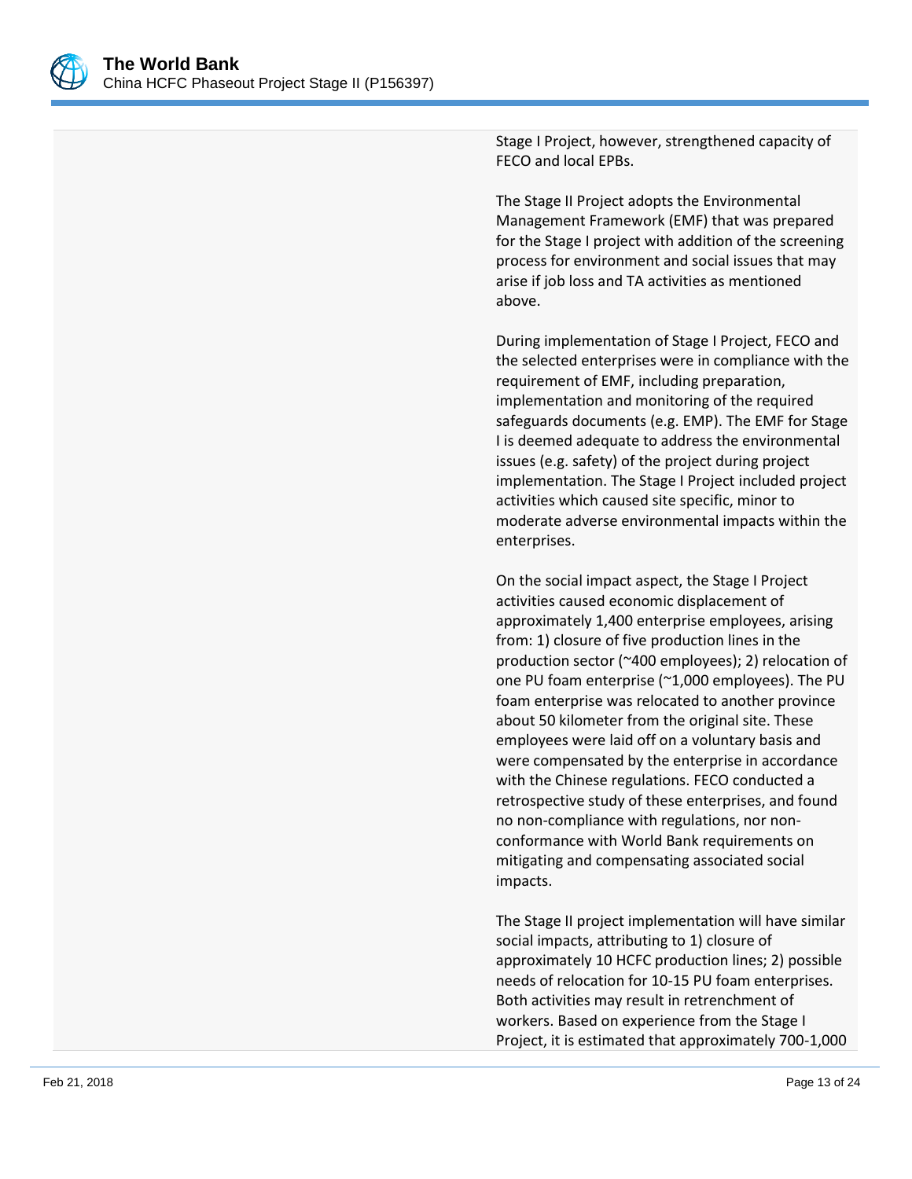Stage I Project, however, strengthened capacity of FECO and local EPBs.

The Stage II Project adopts the Environmental Management Framework (EMF) that was prepared for the Stage I project with addition of the screening process for environment and social issues that may arise if job loss and TA activities as mentioned above.

During implementation of Stage I Project, FECO and the selected enterprises were in compliance with the requirement of EMF, including preparation, implementation and monitoring of the required safeguards documents (e.g. EMP). The EMF for Stage I is deemed adequate to address the environmental issues (e.g. safety) of the project during project implementation. The Stage I Project included project activities which caused site specific, minor to moderate adverse environmental impacts within the enterprises.

On the social impact aspect, the Stage I Project activities caused economic displacement of approximately 1,400 enterprise employees, arising from: 1) closure of five production lines in the production sector (~400 employees); 2) relocation of one PU foam enterprise (~1,000 employees). The PU foam enterprise was relocated to another province about 50 kilometer from the original site. These employees were laid off on a voluntary basis and were compensated by the enterprise in accordance with the Chinese regulations. FECO conducted a retrospective study of these enterprises, and found no non-compliance with regulations, nor non-conformance with World Bank requirements on mitigating and compensating associated social impacts.

The Stage II project implementation will have similar social impacts, attributing to 1) closure of approximately 10 HCFC production lines; 2) possible needs of relocation for 10-15 PU foam enterprises. Both activities may result in retrenchment of workers. Based on experience from the Stage I Project, it is estimated that approximately 700-1,000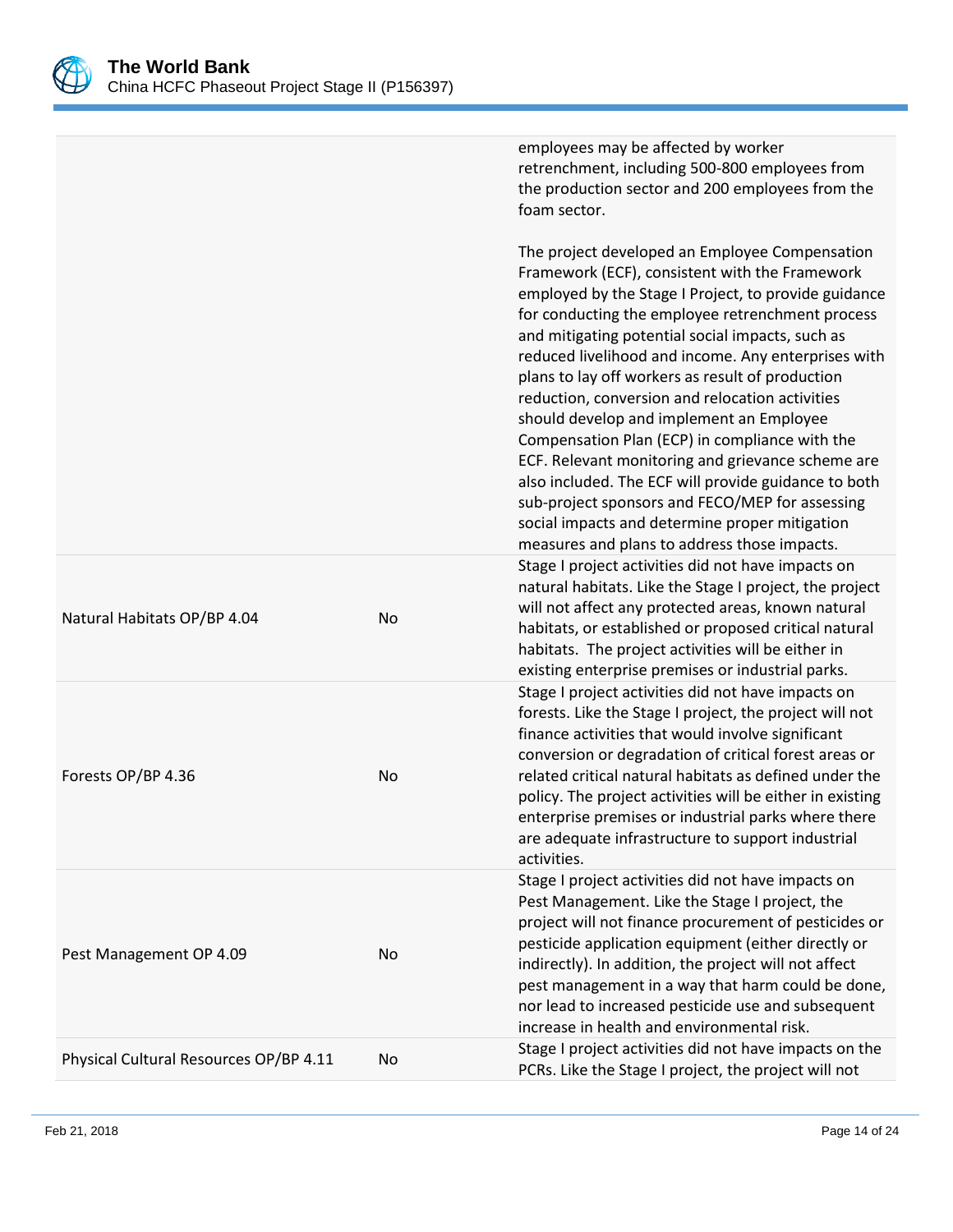| | | |
|---|---|---|
| | | employees may be affected by worker retrenchment, including 500-800 employees from the production sector and 200 employees from the foam sector.<br><br>The project developed an Employee Compensation Framework (ECF), consistent with the Framework employed by the Stage I Project, to provide guidance for conducting the employee retrenchment process and mitigating potential social impacts, such as reduced livelihood and income. Any enterprises with plans to lay off workers as result of production reduction, conversion and relocation activities should develop and implement an Employee Compensation Plan (ECP) in compliance with the ECF. Relevant monitoring and grievance scheme are also included. The ECF will provide guidance to both sub-project sponsors and FECO/MEP for assessing social impacts and determine proper mitigation measures and plans to address those impacts. |
| Natural Habitats OP/BP 4.04 | No | Stage I project activities did not have impacts on natural habitats. Like the Stage I project, the project will not affect any protected areas, known natural habitats, or established or proposed critical natural habitats. The project activities will be either in existing enterprise premises or industrial parks. |
| Forests OP/BP 4.36 | No | Stage I project activities did not have impacts on forests. Like the Stage I project, the project will not finance activities that would involve significant conversion or degradation of critical forest areas or related critical natural habitats as defined under the policy. The project activities will be either in existing enterprise premises or industrial parks where there are adequate infrastructure to support industrial activities. |
| Pest Management OP 4.09 | No | Stage I project activities did not have impacts on Pest Management. Like the Stage I project, the project will not finance procurement of pesticides or pesticide application equipment (either directly or indirectly). In addition, the project will not affect pest management in a way that harm could be done, nor lead to increased pesticide use and subsequent increase in health and environmental risk. |
| Physical Cultural Resources OP/BP 4.11 | No | Stage I project activities did not have impacts on the PCRs. Like the Stage I project, the project will not |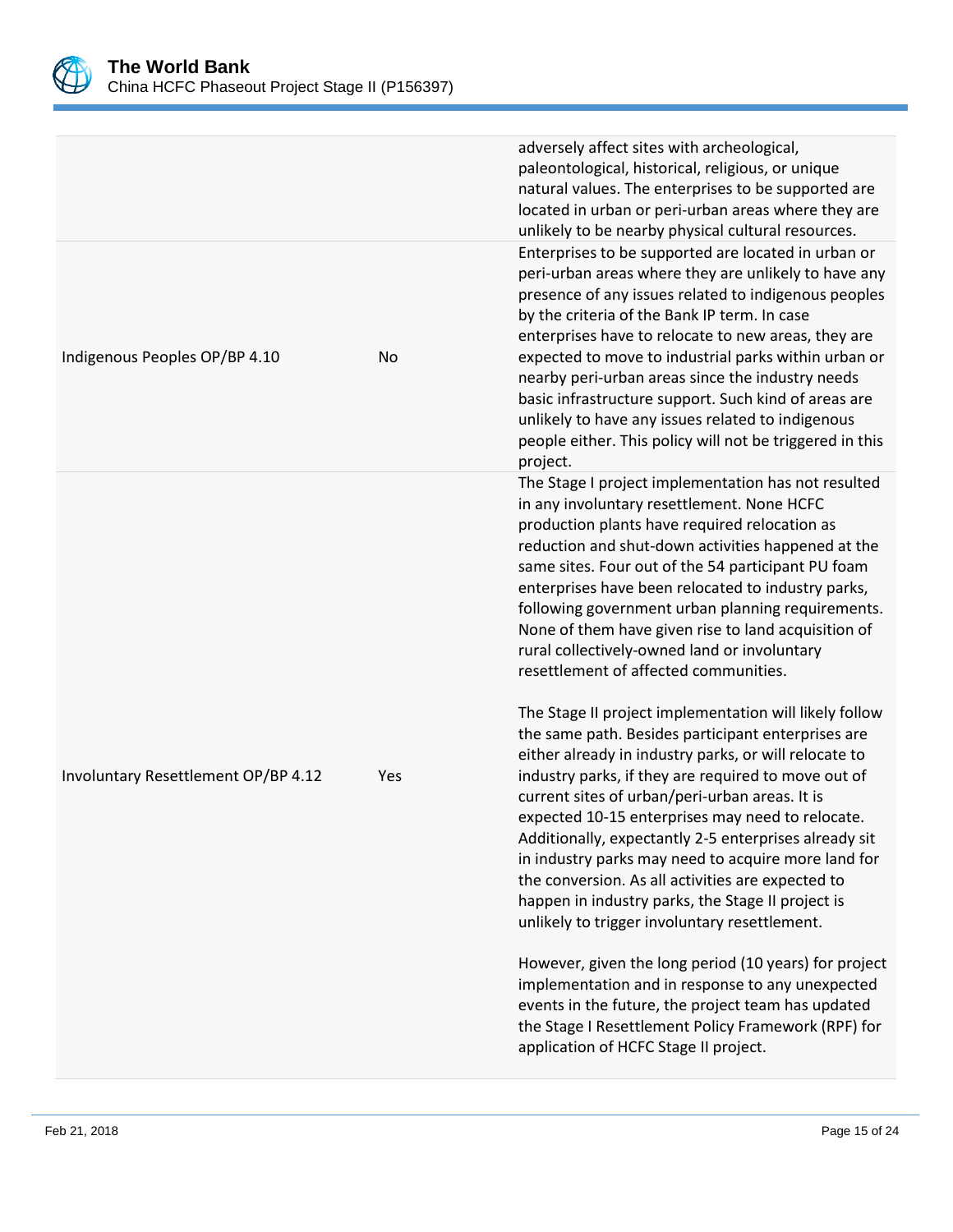| | | |
|---|---|---|
| | | adversely affect sites with archeological, paleontological, historical, religious, or unique natural values. The enterprises to be supported are located in urban or peri-urban areas where they are unlikely to be nearby physical cultural resources. |
| Indigenous Peoples OP/BP 4.10 | No | Enterprises to be supported are located in urban or peri-urban areas where they are unlikely to have any presence of any issues related to indigenous peoples by the criteria of the Bank IP term. In case enterprises have to relocate to new areas, they are expected to move to industrial parks within urban or nearby peri-urban areas since the industry needs basic infrastructure support. Such kind of areas are unlikely to have any issues related to indigenous people either. This policy will not be triggered in this project. |
| Involuntary Resettlement OP/BP 4.12 | Yes | The Stage I project implementation has not resulted in any involuntary resettlement. None HCFC production plants have required relocation as reduction and shut-down activities happened at the same sites. Four out of the 54 participant PU foam enterprises have been relocated to industry parks, following government urban planning requirements. None of them have given rise to land acquisition of rural collectively-owned land or involuntary resettlement of affected communities.<br><br>The Stage II project implementation will likely follow the same path. Besides participant enterprises are either already in industry parks, or will relocate to industry parks, if they are required to move out of current sites of urban/peri-urban areas. It is expected 10-15 enterprises may need to relocate. Additionally, expectantly 2-5 enterprises already sit in industry parks may need to acquire more land for the conversion. As all activities are expected to happen in industry parks, the Stage II project is unlikely to trigger involuntary resettlement.<br><br>However, given the long period (10 years) for project implementation and in response to any unexpected events in the future, the project team has updated the Stage I Resettlement Policy Framework (RPF) for application of HCFC Stage II project. |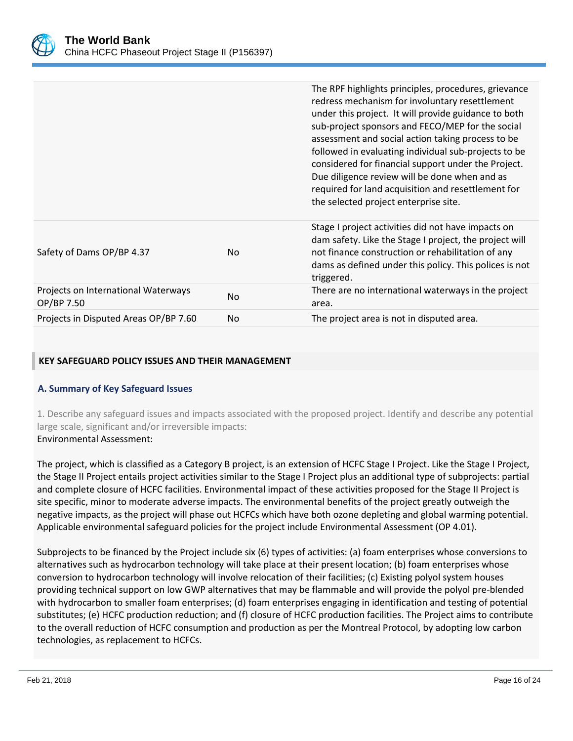| | | |
|---|---|---|
| | | The RPF highlights principles, procedures, grievance redress mechanism for involuntary resettlement under this project. It will provide guidance to both sub-project sponsors and FECO/MEP for the social assessment and social action taking process to be followed in evaluating individual sub-projects to be considered for financial support under the Project. Due diligence review will be done when and as required for land acquisition and resettlement for the selected project enterprise site. |
| Safety of Dams OP/BP 4.37 | No | Stage I project activities did not have impacts on dam safety. Like the Stage I project, the project will not finance construction or rehabilitation of any dams as defined under this policy. This polices is not triggered. |
| Projects on International Waterways OP/BP 7.50 | No | There are no international waterways in the project area. |
| Projects in Disputed Areas OP/BP 7.60 | No | The project area is not in disputed area. |

## KEY SAFEGUARD POLICY ISSUES AND THEIR MANAGEMENT

### A. Summary of Key Safeguard Issues

1. Describe any safeguard issues and impacts associated with the proposed project. Identify and describe any potential large scale, significant and/or irreversible impacts:

Environmental Assessment:

The project, which is classified as a Category B project, is an extension of HCFC Stage I Project. Like the Stage I Project, the Stage II Project entails project activities similar to the Stage I Project plus an additional type of subprojects: partial and complete closure of HCFC facilities. Environmental impact of these activities proposed for the Stage II Project is site specific, minor to moderate adverse impacts. The environmental benefits of the project greatly outweigh the negative impacts, as the project will phase out HCFCs which have both ozone depleting and global warming potential. Applicable environmental safeguard policies for the project include Environmental Assessment (OP 4.01).

Subprojects to be financed by the Project include six (6) types of activities: (a) foam enterprises whose conversions to alternatives such as hydrocarbon technology will take place at their present location; (b) foam enterprises whose conversion to hydrocarbon technology will involve relocation of their facilities; (c) Existing polyol system houses providing technical support on low GWP alternatives that may be flammable and will provide the polyol pre-blended with hydrocarbon to smaller foam enterprises; (d) foam enterprises engaging in identification and testing of potential substitutes; (e) HCFC production reduction; and (f) closure of HCFC production facilities. The Project aims to contribute to the overall reduction of HCFC consumption and production as per the Montreal Protocol, by adopting low carbon technologies, as replacement to HCFCs.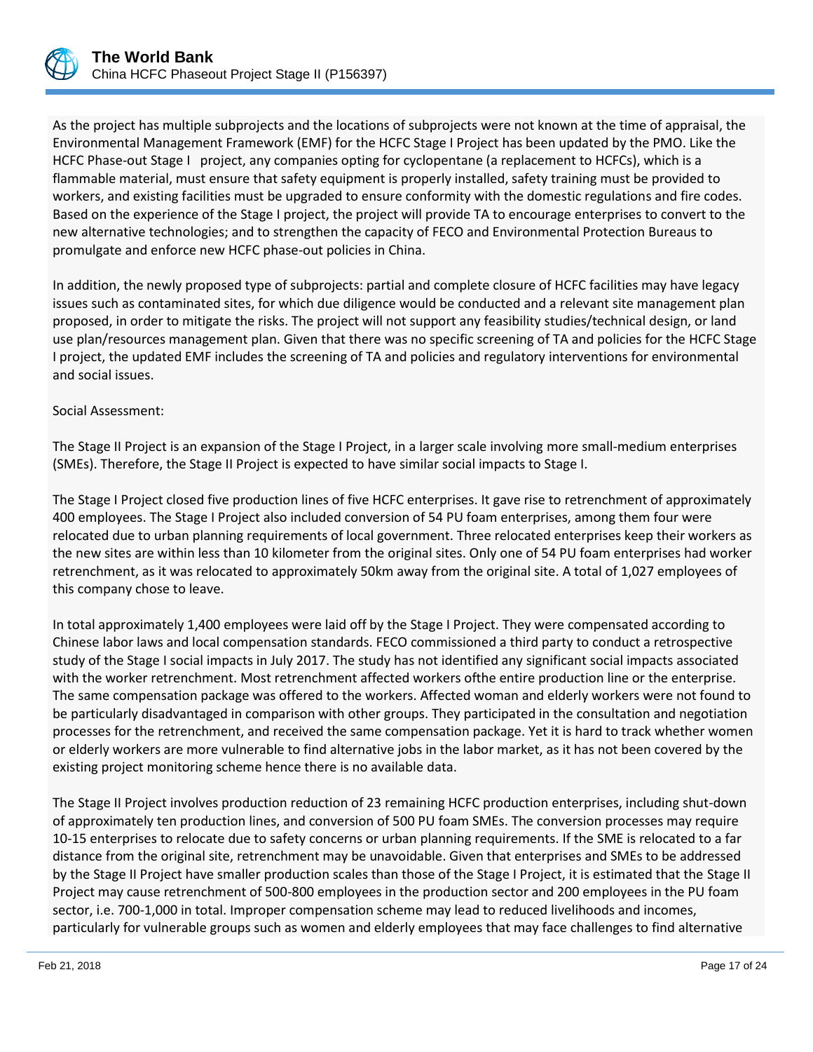As the project has multiple subprojects and the locations of subprojects were not known at the time of appraisal, the Environmental Management Framework (EMF) for the HCFC Stage I Project has been updated by the PMO. Like the HCFC Phase-out Stage I project, any companies opting for cyclopentane (a replacement to HCFCs), which is a flammable material, must ensure that safety equipment is properly installed, safety training must be provided to workers, and existing facilities must be upgraded to ensure conformity with the domestic regulations and fire codes. Based on the experience of the Stage I project, the project will provide TA to encourage enterprises to convert to the new alternative technologies; and to strengthen the capacity of FECO and Environmental Protection Bureaus to promulgate and enforce new HCFC phase-out policies in China.

In addition, the newly proposed type of subprojects: partial and complete closure of HCFC facilities may have legacy issues such as contaminated sites, for which due diligence would be conducted and a relevant site management plan proposed, in order to mitigate the risks. The project will not support any feasibility studies/technical design, or land use plan/resources management plan. Given that there was no specific screening of TA and policies for the HCFC Stage I project, the updated EMF includes the screening of TA and policies and regulatory interventions for environmental and social issues.

Social Assessment:

The Stage II Project is an expansion of the Stage I Project, in a larger scale involving more small-medium enterprises (SMEs). Therefore, the Stage II Project is expected to have similar social impacts to Stage I.

The Stage I Project closed five production lines of five HCFC enterprises. It gave rise to retrenchment of approximately 400 employees. The Stage I Project also included conversion of 54 PU foam enterprises, among them four were relocated due to urban planning requirements of local government. Three relocated enterprises keep their workers as the new sites are within less than 10 kilometer from the original sites. Only one of 54 PU foam enterprises had worker retrenchment, as it was relocated to approximately 50km away from the original site. A total of 1,027 employees of this company chose to leave.

In total approximately 1,400 employees were laid off by the Stage I Project. They were compensated according to Chinese labor laws and local compensation standards. FECO commissioned a third party to conduct a retrospective study of the Stage I social impacts in July 2017. The study has not identified any significant social impacts associated with the worker retrenchment. Most retrenchment affected workers ofthe entire production line or the enterprise. The same compensation package was offered to the workers. Affected woman and elderly workers were not found to be particularly disadvantaged in comparison with other groups. They participated in the consultation and negotiation processes for the retrenchment, and received the same compensation package. Yet it is hard to track whether women or elderly workers are more vulnerable to find alternative jobs in the labor market, as it has not been covered by the existing project monitoring scheme hence there is no available data.

The Stage II Project involves production reduction of 23 remaining HCFC production enterprises, including shut-down of approximately ten production lines, and conversion of 500 PU foam SMEs. The conversion processes may require 10-15 enterprises to relocate due to safety concerns or urban planning requirements. If the SME is relocated to a far distance from the original site, retrenchment may be unavoidable. Given that enterprises and SMEs to be addressed by the Stage II Project have smaller production scales than those of the Stage I Project, it is estimated that the Stage II Project may cause retrenchment of 500-800 employees in the production sector and 200 employees in the PU foam sector, i.e. 700-1,000 in total. Improper compensation scheme may lead to reduced livelihoods and incomes, particularly for vulnerable groups such as women and elderly employees that may face challenges to find alternative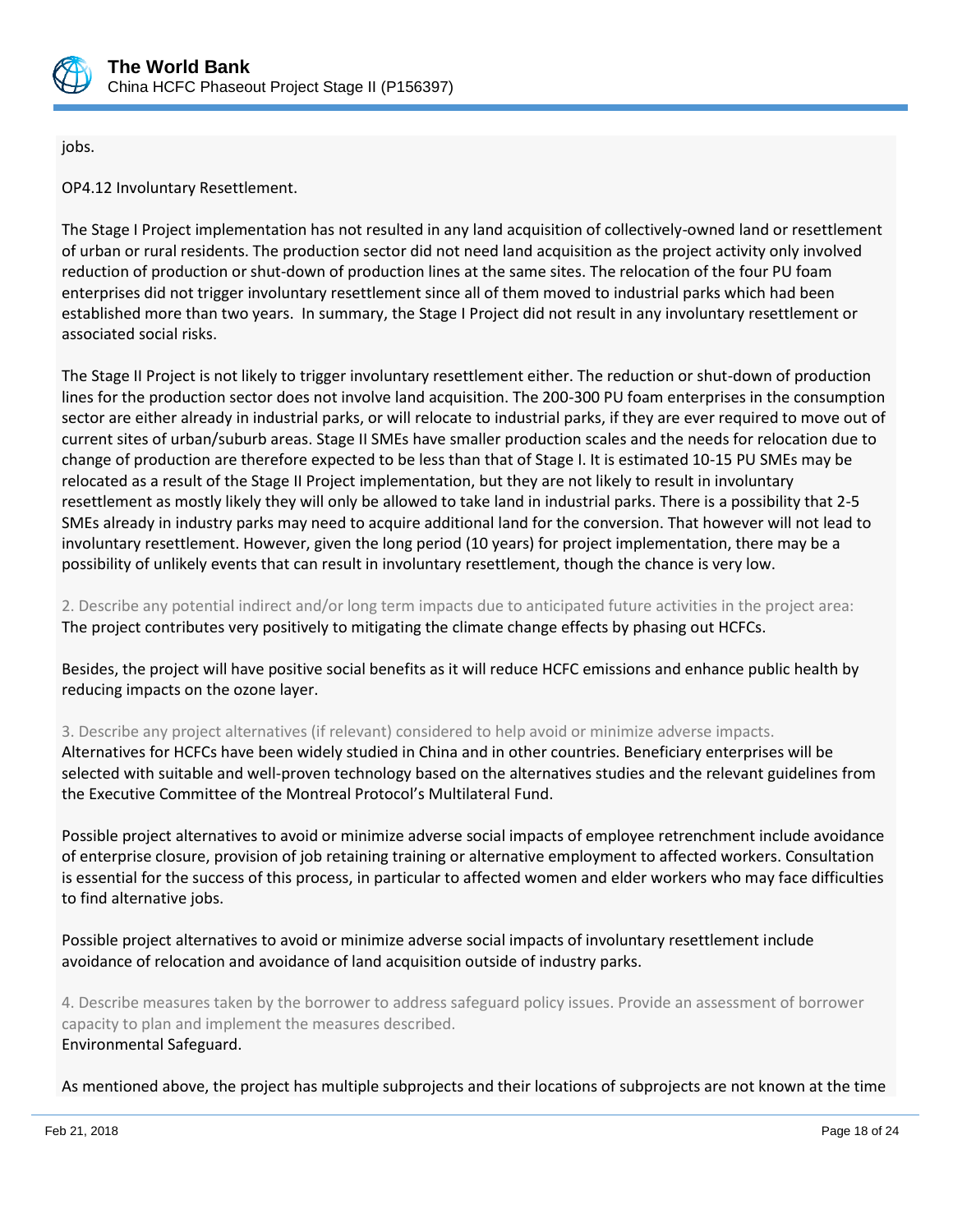jobs.

OP4.12 Involuntary Resettlement.

The Stage I Project implementation has not resulted in any land acquisition of collectively-owned land or resettlement of urban or rural residents. The production sector did not need land acquisition as the project activity only involved reduction of production or shut-down of production lines at the same sites. The relocation of the four PU foam enterprises did not trigger involuntary resettlement since all of them moved to industrial parks which had been established more than two years. In summary, the Stage I Project did not result in any involuntary resettlement or associated social risks.

The Stage II Project is not likely to trigger involuntary resettlement either. The reduction or shut-down of production lines for the production sector does not involve land acquisition. The 200-300 PU foam enterprises in the consumption sector are either already in industrial parks, or will relocate to industrial parks, if they are ever required to move out of current sites of urban/suburb areas. Stage II SMEs have smaller production scales and the needs for relocation due to change of production are therefore expected to be less than that of Stage I. It is estimated 10-15 PU SMEs may be relocated as a result of the Stage II Project implementation, but they are not likely to result in involuntary resettlement as mostly likely they will only be allowed to take land in industrial parks. There is a possibility that 2-5 SMEs already in industry parks may need to acquire additional land for the conversion. That however will not lead to involuntary resettlement. However, given the long period (10 years) for project implementation, there may be a possibility of unlikely events that can result in involuntary resettlement, though the chance is very low.

2. Describe any potential indirect and/or long term impacts due to anticipated future activities in the project area:
The project contributes very positively to mitigating the climate change effects by phasing out HCFCs.

Besides, the project will have positive social benefits as it will reduce HCFC emissions and enhance public health by reducing impacts on the ozone layer.

3. Describe any project alternatives (if relevant) considered to help avoid or minimize adverse impacts.
Alternatives for HCFCs have been widely studied in China and in other countries. Beneficiary enterprises will be selected with suitable and well-proven technology based on the alternatives studies and the relevant guidelines from the Executive Committee of the Montreal Protocol's Multilateral Fund.

Possible project alternatives to avoid or minimize adverse social impacts of employee retrenchment include avoidance of enterprise closure, provision of job retaining training or alternative employment to affected workers. Consultation is essential for the success of this process, in particular to affected women and elder workers who may face difficulties to find alternative jobs.

Possible project alternatives to avoid or minimize adverse social impacts of involuntary resettlement include avoidance of relocation and avoidance of land acquisition outside of industry parks.

4. Describe measures taken by the borrower to address safeguard policy issues. Provide an assessment of borrower capacity to plan and implement the measures described.
Environmental Safeguard.

As mentioned above, the project has multiple subprojects and their locations of subprojects are not known at the time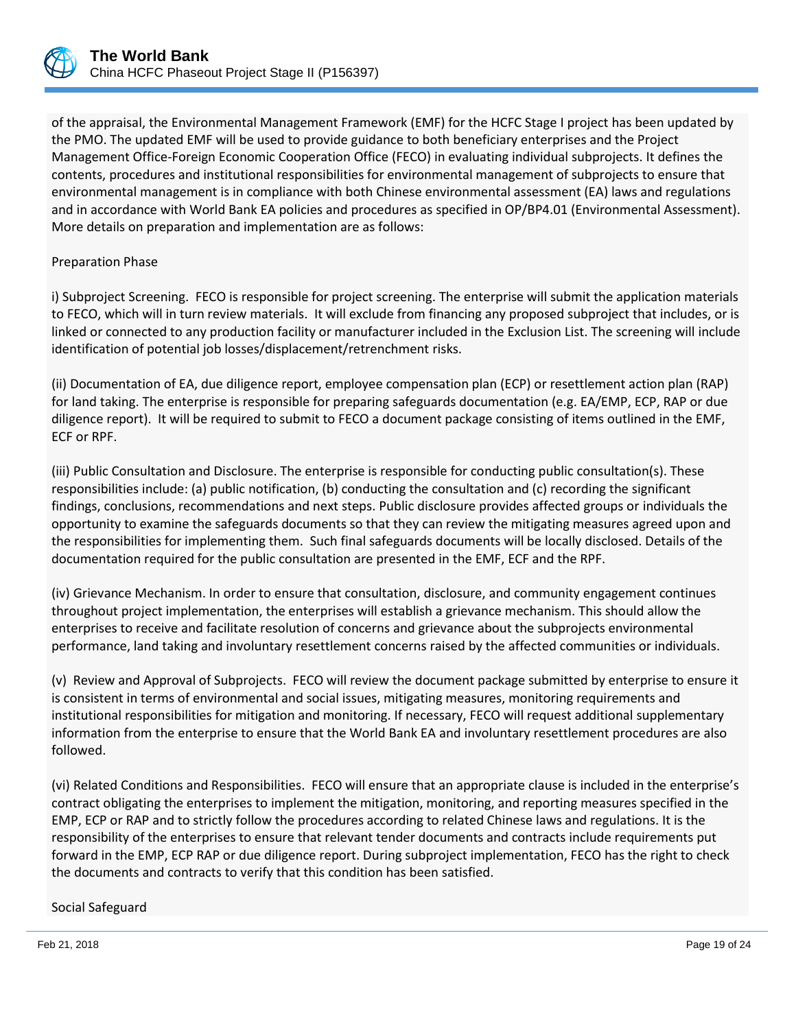of the appraisal, the Environmental Management Framework (EMF) for the HCFC Stage I project has been updated by the PMO. The updated EMF will be used to provide guidance to both beneficiary enterprises and the Project Management Office-Foreign Economic Cooperation Office (FECO) in evaluating individual subprojects. It defines the contents, procedures and institutional responsibilities for environmental management of subprojects to ensure that environmental management is in compliance with both Chinese environmental assessment (EA) laws and regulations and in accordance with World Bank EA policies and procedures as specified in OP/BP4.01 (Environmental Assessment). More details on preparation and implementation are as follows:

Preparation Phase

i) Subproject Screening. FECO is responsible for project screening. The enterprise will submit the application materials to FECO, which will in turn review materials. It will exclude from financing any proposed subproject that includes, or is linked or connected to any production facility or manufacturer included in the Exclusion List. The screening will include identification of potential job losses/displacement/retrenchment risks.

(ii) Documentation of EA, due diligence report, employee compensation plan (ECP) or resettlement action plan (RAP) for land taking. The enterprise is responsible for preparing safeguards documentation (e.g. EA/EMP, ECP, RAP or due diligence report). It will be required to submit to FECO a document package consisting of items outlined in the EMF, ECF or RPF.

(iii) Public Consultation and Disclosure. The enterprise is responsible for conducting public consultation(s). These responsibilities include: (a) public notification, (b) conducting the consultation and (c) recording the significant findings, conclusions, recommendations and next steps. Public disclosure provides affected groups or individuals the opportunity to examine the safeguards documents so that they can review the mitigating measures agreed upon and the responsibilities for implementing them. Such final safeguards documents will be locally disclosed. Details of the documentation required for the public consultation are presented in the EMF, ECF and the RPF.

(iv) Grievance Mechanism. In order to ensure that consultation, disclosure, and community engagement continues throughout project implementation, the enterprises will establish a grievance mechanism. This should allow the enterprises to receive and facilitate resolution of concerns and grievance about the subprojects environmental performance, land taking and involuntary resettlement concerns raised by the affected communities or individuals.

(v) Review and Approval of Subprojects. FECO will review the document package submitted by enterprise to ensure it is consistent in terms of environmental and social issues, mitigating measures, monitoring requirements and institutional responsibilities for mitigation and monitoring. If necessary, FECO will request additional supplementary information from the enterprise to ensure that the World Bank EA and involuntary resettlement procedures are also followed.

(vi) Related Conditions and Responsibilities. FECO will ensure that an appropriate clause is included in the enterprise's contract obligating the enterprises to implement the mitigation, monitoring, and reporting measures specified in the EMP, ECP or RAP and to strictly follow the procedures according to related Chinese laws and regulations. It is the responsibility of the enterprises to ensure that relevant tender documents and contracts include requirements put forward in the EMP, ECP RAP or due diligence report. During subproject implementation, FECO has the right to check the documents and contracts to verify that this condition has been satisfied.

Social Safeguard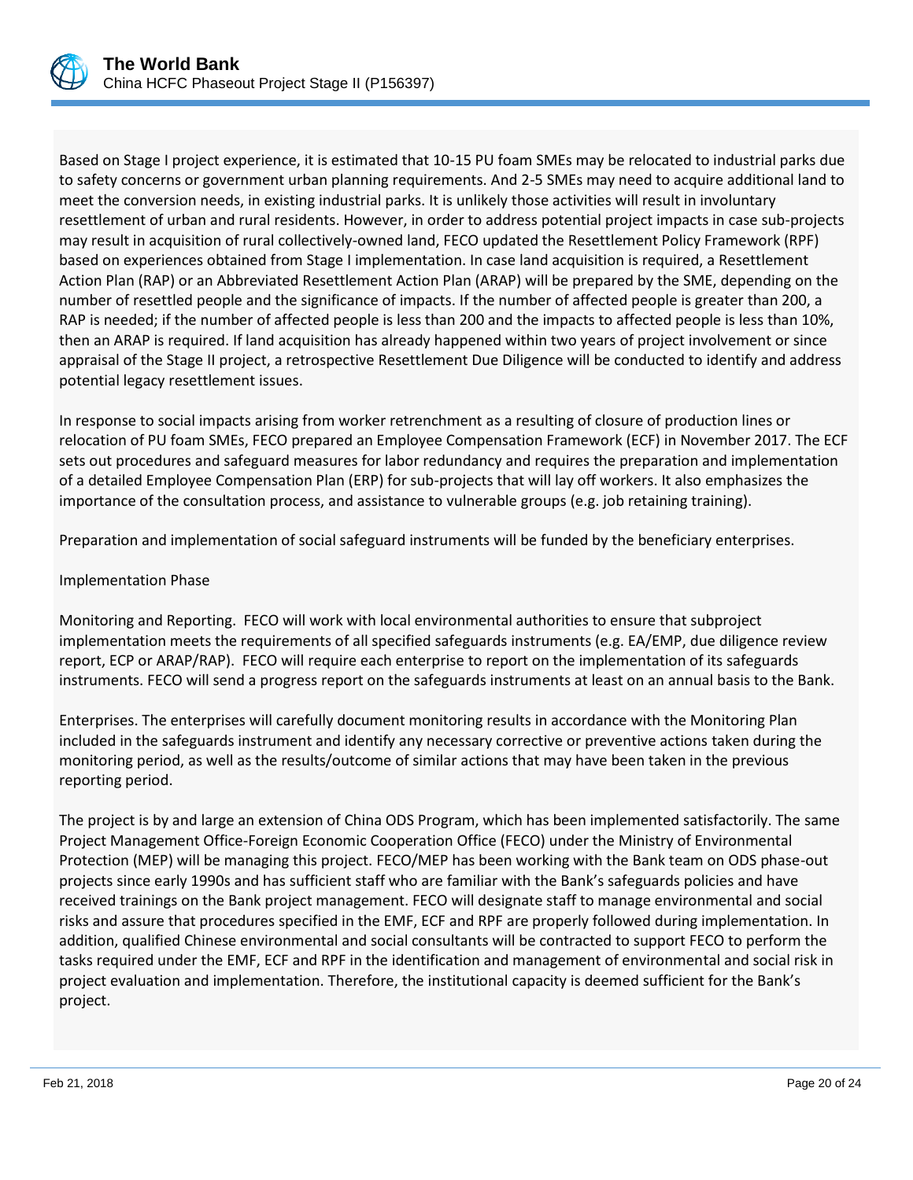Based on Stage I project experience, it is estimated that 10-15 PU foam SMEs may be relocated to industrial parks due to safety concerns or government urban planning requirements. And 2-5 SMEs may need to acquire additional land to meet the conversion needs, in existing industrial parks. It is unlikely those activities will result in involuntary resettlement of urban and rural residents. However, in order to address potential project impacts in case sub-projects may result in acquisition of rural collectively-owned land, FECO updated the Resettlement Policy Framework (RPF) based on experiences obtained from Stage I implementation. In case land acquisition is required, a Resettlement Action Plan (RAP) or an Abbreviated Resettlement Action Plan (ARAP) will be prepared by the SME, depending on the number of resettled people and the significance of impacts. If the number of affected people is greater than 200, a RAP is needed; if the number of affected people is less than 200 and the impacts to affected people is less than 10%, then an ARAP is required. If land acquisition has already happened within two years of project involvement or since appraisal of the Stage II project, a retrospective Resettlement Due Diligence will be conducted to identify and address potential legacy resettlement issues.

In response to social impacts arising from worker retrenchment as a resulting of closure of production lines or relocation of PU foam SMEs, FECO prepared an Employee Compensation Framework (ECF) in November 2017. The ECF sets out procedures and safeguard measures for labor redundancy and requires the preparation and implementation of a detailed Employee Compensation Plan (ERP) for sub-projects that will lay off workers. It also emphasizes the importance of the consultation process, and assistance to vulnerable groups (e.g. job retaining training).

Preparation and implementation of social safeguard instruments will be funded by the beneficiary enterprises.

Implementation Phase

Monitoring and Reporting. FECO will work with local environmental authorities to ensure that subproject implementation meets the requirements of all specified safeguards instruments (e.g. EA/EMP, due diligence review report, ECP or ARAP/RAP). FECO will require each enterprise to report on the implementation of its safeguards instruments. FECO will send a progress report on the safeguards instruments at least on an annual basis to the Bank.

Enterprises. The enterprises will carefully document monitoring results in accordance with the Monitoring Plan included in the safeguards instrument and identify any necessary corrective or preventive actions taken during the monitoring period, as well as the results/outcome of similar actions that may have been taken in the previous reporting period.

The project is by and large an extension of China ODS Program, which has been implemented satisfactorily. The same Project Management Office-Foreign Economic Cooperation Office (FECO) under the Ministry of Environmental Protection (MEP) will be managing this project. FECO/MEP has been working with the Bank team on ODS phase-out projects since early 1990s and has sufficient staff who are familiar with the Bank's safeguards policies and have received trainings on the Bank project management. FECO will designate staff to manage environmental and social risks and assure that procedures specified in the EMF, ECF and RPF are properly followed during implementation. In addition, qualified Chinese environmental and social consultants will be contracted to support FECO to perform the tasks required under the EMF, ECF and RPF in the identification and management of environmental and social risk in project evaluation and implementation. Therefore, the institutional capacity is deemed sufficient for the Bank's project.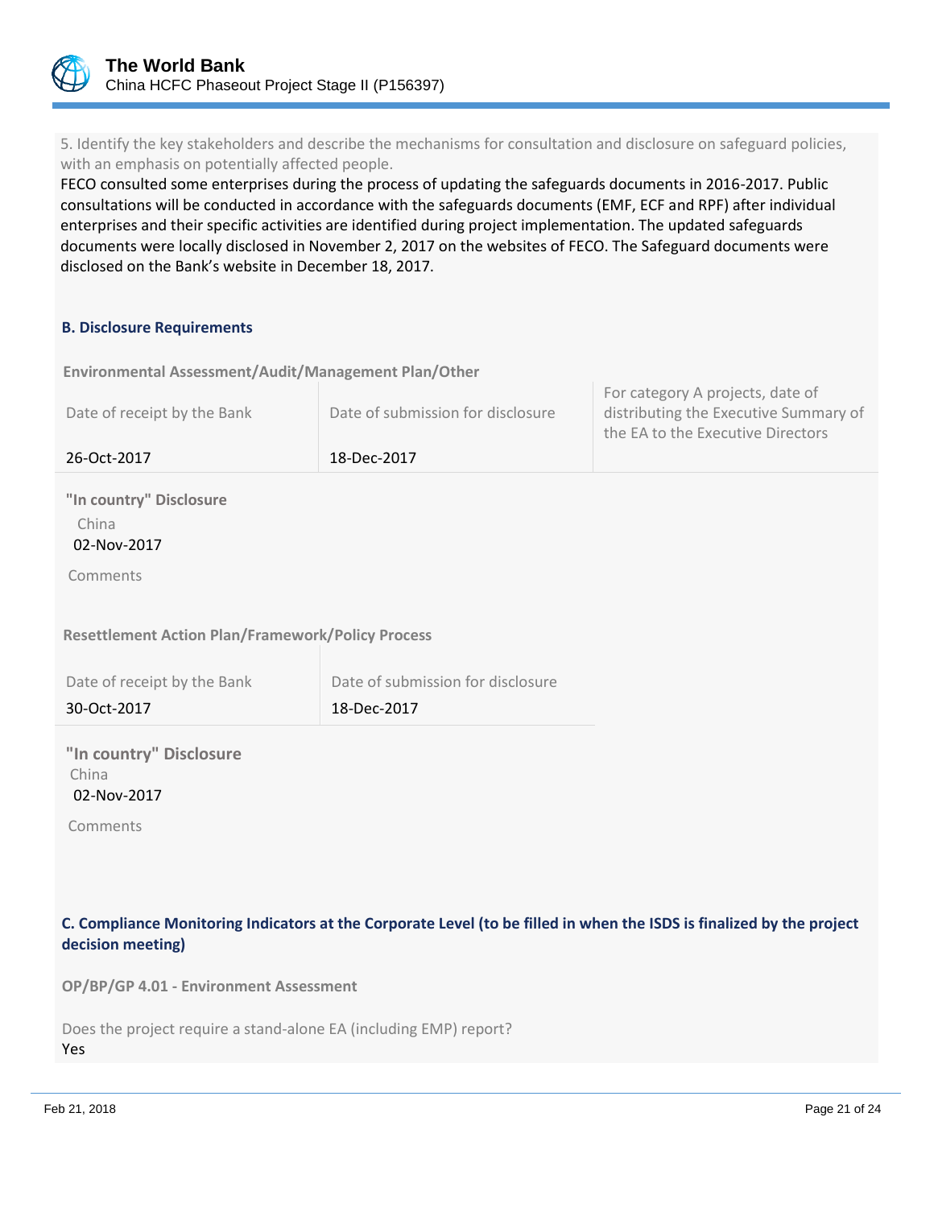5. Identify the key stakeholders and describe the mechanisms for consultation and disclosure on safeguard policies, with an emphasis on potentially affected people.

FECO consulted some enterprises during the process of updating the safeguards documents in 2016-2017. Public consultations will be conducted in accordance with the safeguards documents (EMF, ECF and RPF) after individual enterprises and their specific activities are identified during project implementation. The updated safeguards documents were locally disclosed in November 2, 2017 on the websites of FECO. The Safeguard documents were disclosed on the Bank's website in December 18, 2017.

### B. Disclosure Requirements

**Environmental Assessment/Audit/Management Plan/Other**

| Date of receipt by the Bank | Date of submission for disclosure | For category A projects, date of distributing the Executive Summary of the EA to the Executive Directors |
|---|---|---|
| 26-Oct-2017 | 18-Dec-2017 | |

**"In country" Disclosure**

China
02-Nov-2017

Comments

**Resettlement Action Plan/Framework/Policy Process**

| Date of receipt by the Bank | Date of submission for disclosure |
|---|---|
| 30-Oct-2017 | 18-Dec-2017 |

**"In country" Disclosure**

China
02-Nov-2017

Comments

### C. Compliance Monitoring Indicators at the Corporate Level (to be filled in when the ISDS is finalized by the project decision meeting)

**OP/BP/GP 4.01 - Environment Assessment**

Does the project require a stand-alone EA (including EMP) report?
Yes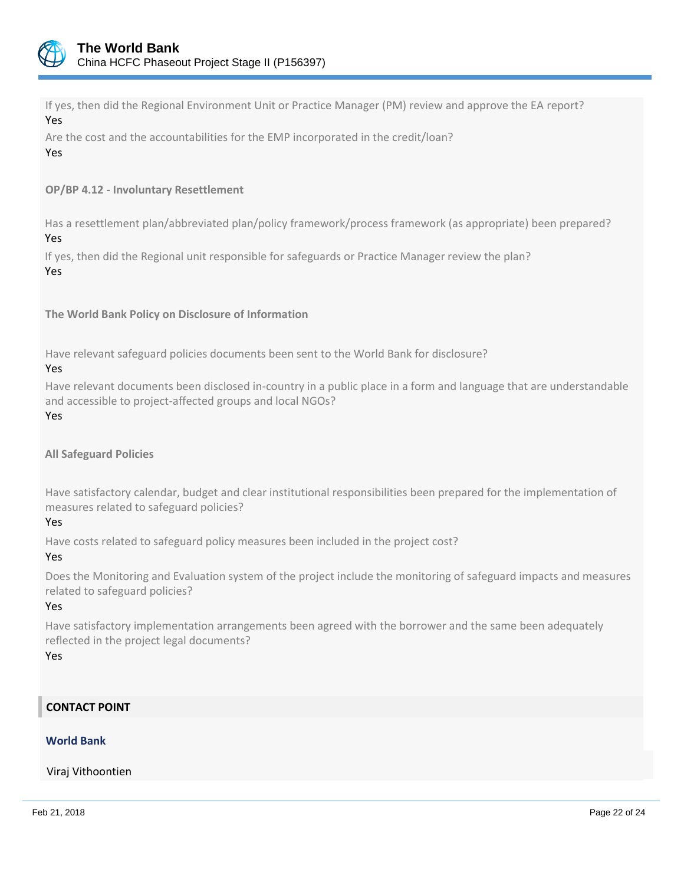If yes, then did the Regional Environment Unit or Practice Manager (PM) review and approve the EA report?
Yes

Are the cost and the accountabilities for the EMP incorporated in the credit/loan?
Yes

**OP/BP 4.12 - Involuntary Resettlement**

Has a resettlement plan/abbreviated plan/policy framework/process framework (as appropriate) been prepared?
Yes

If yes, then did the Regional unit responsible for safeguards or Practice Manager review the plan?
Yes

**The World Bank Policy on Disclosure of Information**

Have relevant safeguard policies documents been sent to the World Bank for disclosure?
Yes

Have relevant documents been disclosed in-country in a public place in a form and language that are understandable and accessible to project-affected groups and local NGOs?
Yes

**All Safeguard Policies**

Have satisfactory calendar, budget and clear institutional responsibilities been prepared for the implementation of measures related to safeguard policies?
Yes

Have costs related to safeguard policy measures been included in the project cost?
Yes

Does the Monitoring and Evaluation system of the project include the monitoring of safeguard impacts and measures related to safeguard policies?
Yes

Have satisfactory implementation arrangements been agreed with the borrower and the same been adequately reflected in the project legal documents?
Yes

## CONTACT POINT

### World Bank

Viraj Vithoontien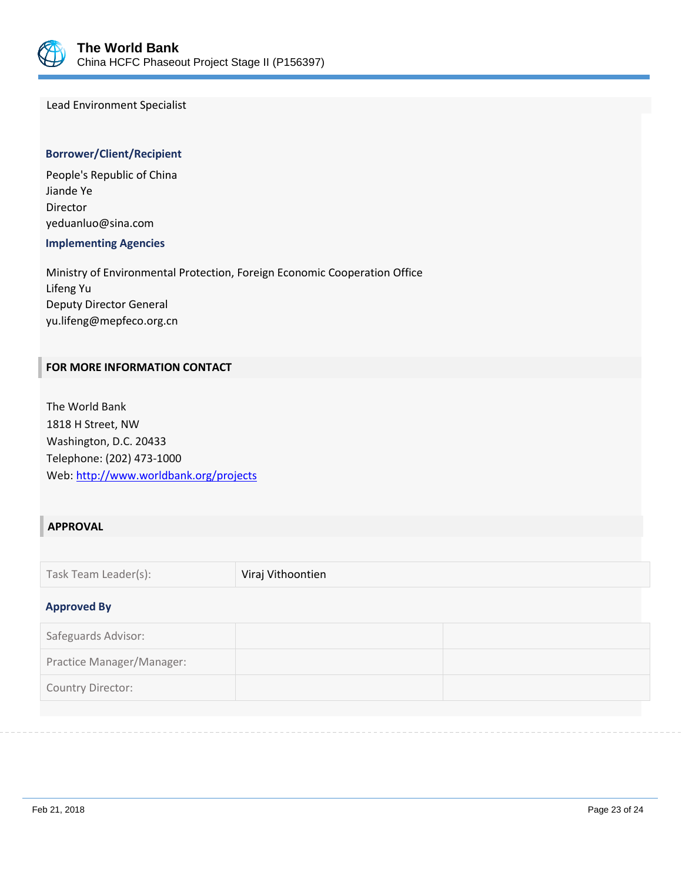Lead Environment Specialist

### Borrower/Client/Recipient

People's Republic of China
Jiande Ye
Director
yeduanluo@sina.com

### Implementing Agencies

Ministry of Environmental Protection, Foreign Economic Cooperation Office
Lifeng Yu
Deputy Director General
yu.lifeng@mepfeco.org.cn

## FOR MORE INFORMATION CONTACT

The World Bank
1818 H Street, NW
Washington, D.C. 20433
Telephone: (202) 473-1000
Web: http://www.worldbank.org/projects

## APPROVAL

| Task Team Leader(s): | Viraj Vithoontien |
|---|---|

### Approved By

| Safeguards Advisor: | | |
|---|---|---|
| Practice Manager/Manager: | | |
| Country Director: | | |